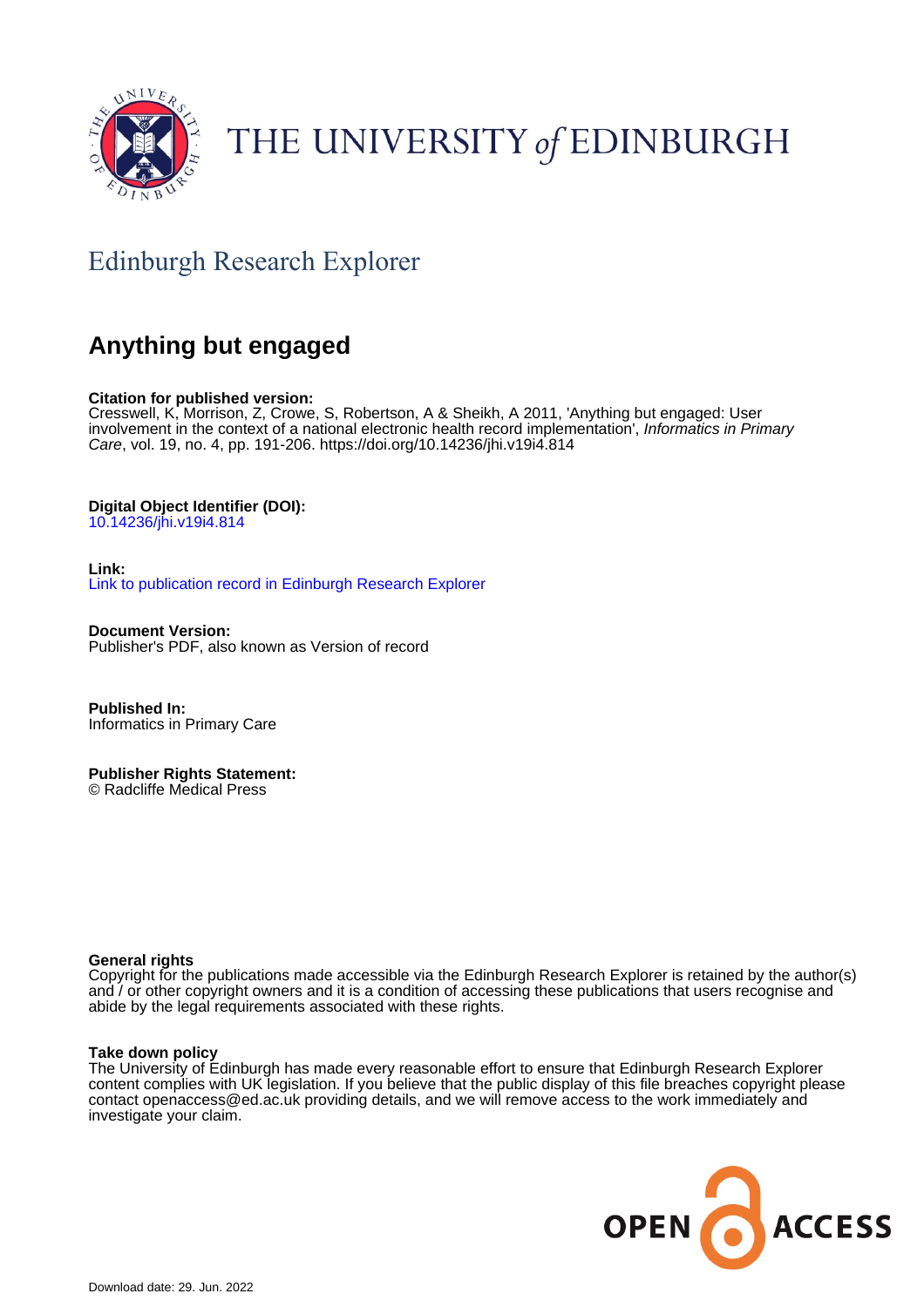THE UNIVERSITY *of* EDINBURGH

## Edinburgh Research Explorer

# Anything but engaged

**Citation for published version:**
Cresswell, K, Morrison, Z, Crowe, S, Robertson, A & Sheikh, A 2011, 'Anything but engaged: User involvement in the context of a national electronic health record implementation', *Informatics in Primary Care*, vol. 19, no. 4, pp. 191-206. https://doi.org/10.14236/jhi.v19i4.814

**Digital Object Identifier (DOI):**
10.14236/jhi.v19i4.814

**Link:**
Link to publication record in Edinburgh Research Explorer

**Document Version:**
Publisher's PDF, also known as Version of record

**Published In:**
Informatics in Primary Care

**Publisher Rights Statement:**
© Radcliffe Medical Press

**General rights**
Copyright for the publications made accessible via the Edinburgh Research Explorer is retained by the author(s) and / or other copyright owners and it is a condition of accessing these publications that users recognise and abide by the legal requirements associated with these rights.

**Take down policy**
The University of Edinburgh has made every reasonable effort to ensure that Edinburgh Research Explorer content complies with UK legislation. If you believe that the public display of this file breaches copyright please contact openaccess@ed.ac.uk providing details, and we will remove access to the work immediately and investigate your claim.

OPEN ACCESS

Download date: 29. Jun. 2022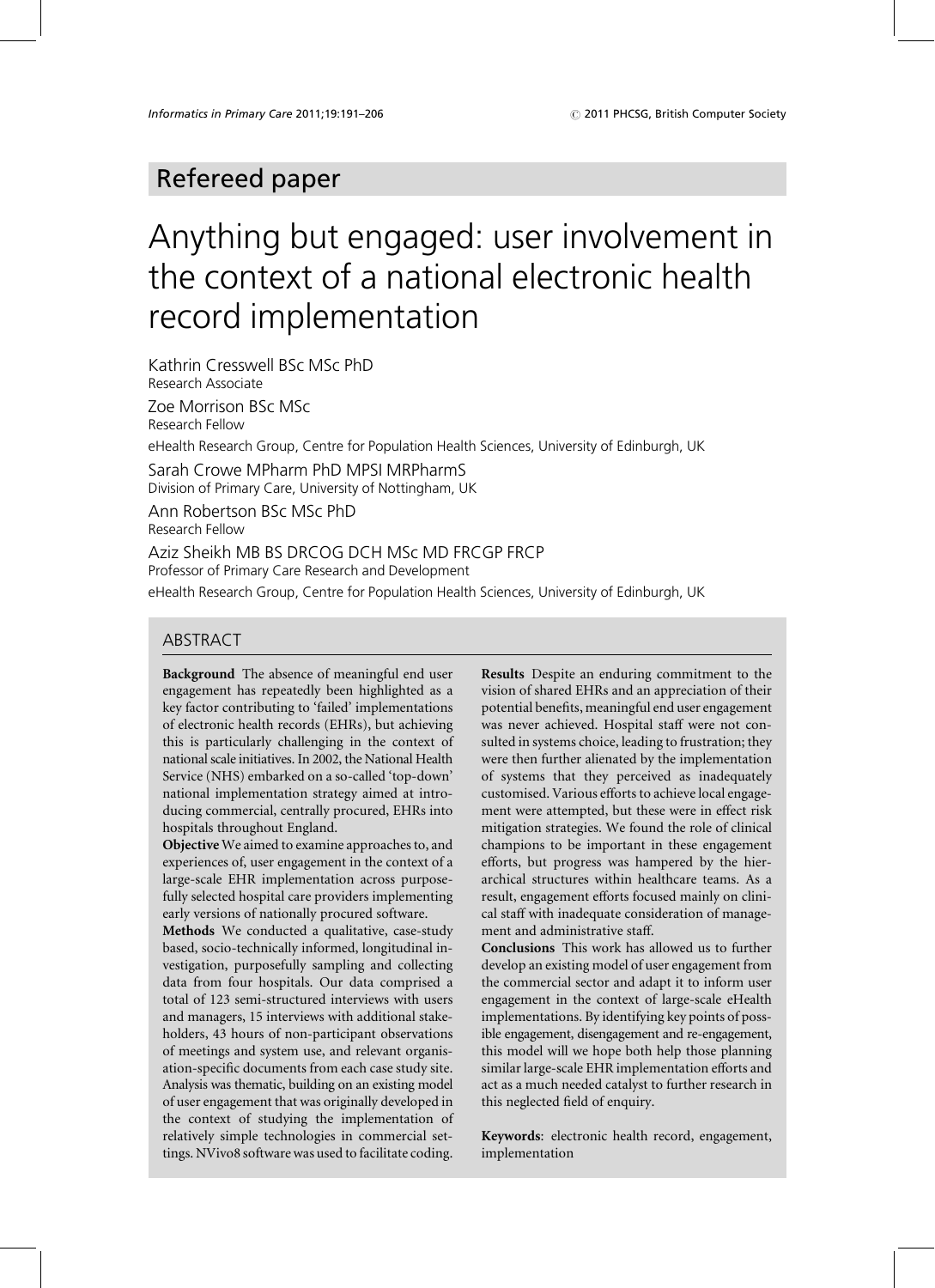Refereed paper

# Anything but engaged: user involvement in the context of a national electronic health record implementation

Kathrin Cresswell BSc MSc PhD
Research Associate

Zoe Morrison BSc MSc
Research Fellow

eHealth Research Group, Centre for Population Health Sciences, University of Edinburgh, UK

Sarah Crowe MPharm PhD MPSI MRPharmS
Division of Primary Care, University of Nottingham, UK

Ann Robertson BSc MSc PhD
Research Fellow

Aziz Sheikh MB BS DRCOG DCH MSc MD FRCGP FRCP
Professor of Primary Care Research and Development

eHealth Research Group, Centre for Population Health Sciences, University of Edinburgh, UK

## ABSTRACT

**Background** The absence of meaningful end user engagement has repeatedly been highlighted as a key factor contributing to 'failed' implementations of electronic health records (EHRs), but achieving this is particularly challenging in the context of national scale initiatives. In 2002, the National Health Service (NHS) embarked on a so-called 'top-down' national implementation strategy aimed at introducing commercial, centrally procured, EHRs into hospitals throughout England.

**Objective** We aimed to examine approaches to, and experiences of, user engagement in the context of a large-scale EHR implementation across purposefully selected hospital care providers implementing early versions of nationally procured software.

**Methods** We conducted a qualitative, case-study based, socio-technically informed, longitudinal investigation, purposefully sampling and collecting data from four hospitals. Our data comprised a total of 123 semi-structured interviews with users and managers, 15 interviews with additional stakeholders, 43 hours of non-participant observations of meetings and system use, and relevant organisation-specific documents from each case study site. Analysis was thematic, building on an existing model of user engagement that was originally developed in the context of studying the implementation of relatively simple technologies in commercial settings. NVivo8 software was used to facilitate coding.

**Results** Despite an enduring commitment to the vision of shared EHRs and an appreciation of their potential benefits, meaningful end user engagement was never achieved. Hospital staff were not consulted in systems choice, leading to frustration; they were then further alienated by the implementation of systems that they perceived as inadequately customised. Various efforts to achieve local engagement were attempted, but these were in effect risk mitigation strategies. We found the role of clinical champions to be important in these engagement efforts, but progress was hampered by the hierarchical structures within healthcare teams. As a result, engagement efforts focused mainly on clinical staff with inadequate consideration of management and administrative staff.

**Conclusions** This work has allowed us to further develop an existing model of user engagement from the commercial sector and adapt it to inform user engagement in the context of large-scale eHealth implementations. By identifying key points of possible engagement, disengagement and re-engagement, this model will we hope both help those planning similar large-scale EHR implementation efforts and act as a much needed catalyst to further research in this neglected field of enquiry.

**Keywords**: electronic health record, engagement, implementation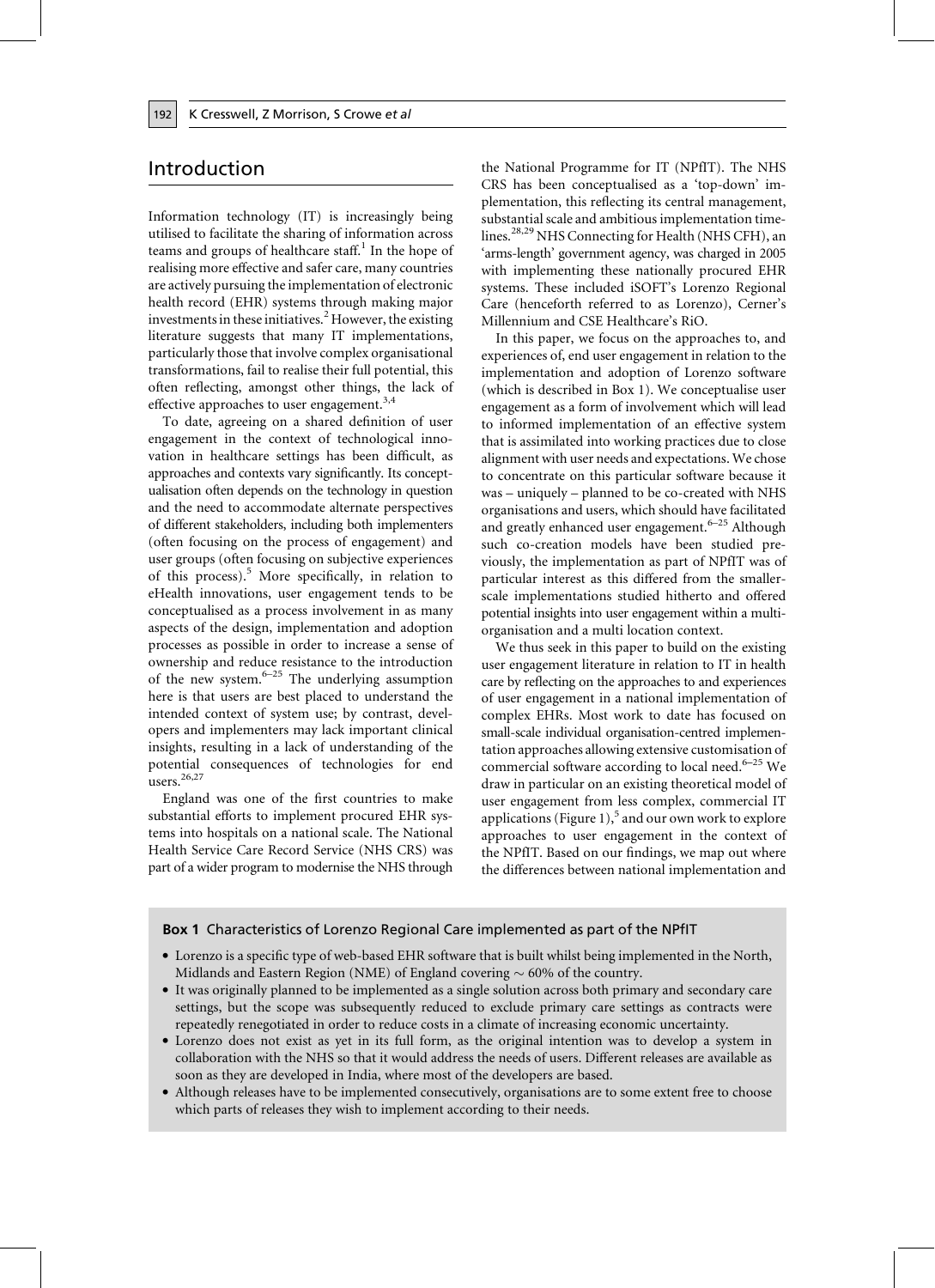## Introduction

Information technology (IT) is increasingly being utilised to facilitate the sharing of information across teams and groups of healthcare staff.[1] In the hope of realising more effective and safer care, many countries are actively pursuing the implementation of electronic health record (EHR) systems through making major investments in these initiatives.[2] However, the existing literature suggests that many IT implementations, particularly those that involve complex organisational transformations, fail to realise their full potential, this often reflecting, amongst other things, the lack of effective approaches to user engagement.[3,4]

To date, agreeing on a shared definition of user engagement in the context of technological innovation in healthcare settings has been difficult, as approaches and contexts vary significantly. Its conceptualisation often depends on the technology in question and the need to accommodate alternate perspectives of different stakeholders, including both implementers (often focusing on the process of engagement) and user groups (often focusing on subjective experiences of this process).[5] More specifically, in relation to eHealth innovations, user engagement tends to be conceptualised as a process involvement in as many aspects of the design, implementation and adoption processes as possible in order to increase a sense of ownership and reduce resistance to the introduction of the new system.[6–25] The underlying assumption here is that users are best placed to understand the intended context of system use; by contrast, developers and implementers may lack important clinical insights, resulting in a lack of understanding of the potential consequences of technologies for end users.[26,27]

England was one of the first countries to make substantial efforts to implement procured EHR systems into hospitals on a national scale. The National Health Service Care Record Service (NHS CRS) was part of a wider program to modernise the NHS through the National Programme for IT (NPfIT). The NHS CRS has been conceptualised as a 'top-down' implementation, this reflecting its central management, substantial scale and ambitious implementation timelines.[28,29] NHS Connecting for Health (NHS CFH), an 'arms-length' government agency, was charged in 2005 with implementing these nationally procured EHR systems. These included iSOFT's Lorenzo Regional Care (henceforth referred to as Lorenzo), Cerner's Millennium and CSE Healthcare's RiO.

In this paper, we focus on the approaches to, and experiences of, end user engagement in relation to the implementation and adoption of Lorenzo software (which is described in Box 1). We conceptualise user engagement as a form of involvement which will lead to informed implementation of an effective system that is assimilated into working practices due to close alignment with user needs and expectations. We chose to concentrate on this particular software because it was – uniquely – planned to be co-created with NHS organisations and users, which should have facilitated and greatly enhanced user engagement.[6–25] Although such co-creation models have been studied previously, the implementation as part of NPfIT was of particular interest as this differed from the smaller-scale implementations studied hitherto and offered potential insights into user engagement within a multi-organisation and a multi location context.

We thus seek in this paper to build on the existing user engagement literature in relation to IT in health care by reflecting on the approaches to and experiences of user engagement in a national implementation of complex EHRs. Most work to date has focused on small-scale individual organisation-centred implementation approaches allowing extensive customisation of commercial software according to local need.[6–25] We draw in particular on an existing theoretical model of user engagement from less complex, commercial IT applications (Figure 1),[5] and our own work to explore approaches to user engagement in the context of the NPfIT. Based on our findings, we map out where the differences between national implementation and

**Box 1** Characteristics of Lorenzo Regional Care implemented as part of the NPfIT

- Lorenzo is a specific type of web-based EHR software that is built whilst being implemented in the North, Midlands and Eastern Region (NME) of England covering ~ 60% of the country.
- It was originally planned to be implemented as a single solution across both primary and secondary care settings, but the scope was subsequently reduced to exclude primary care settings as contracts were repeatedly renegotiated in order to reduce costs in a climate of increasing economic uncertainty.
- Lorenzo does not exist as yet in its full form, as the original intention was to develop a system in collaboration with the NHS so that it would address the needs of users. Different releases are available as soon as they are developed in India, where most of the developers are based.
- Although releases have to be implemented consecutively, organisations are to some extent free to choose which parts of releases they wish to implement according to their needs.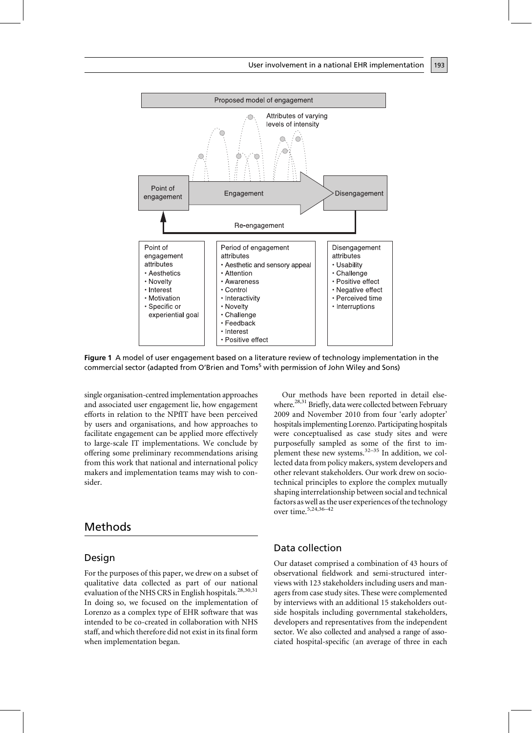Proposed model of engagement

Attributes of varying levels of intensity

Point of engagement → Engagement → Disengagement

Re-engagement

| Point of engagement attributes | Period of engagement attributes | Disengagement attributes |
|---|---|---|
| • Aesthetics<br>• Novelty<br>• Interest<br>• Motivation<br>• Specific or experiential goal | • Aesthetic and sensory appeal<br>• Attention<br>• Awareness<br>• Control<br>• Interactivity<br>• Novelty<br>• Challenge<br>• Feedback<br>• Interest<br>• Positive effect | • Usability<br>• Challenge<br>• Positive effect<br>• Negative effect<br>• Perceived time<br>• Interruptions |

**Figure 1** A model of user engagement based on a literature review of technology implementation in the commercial sector (adapted from O'Brien and Toms[5] with permission of John Wiley and Sons)

single organisation-centred implementation approaches and associated user engagement lie, how engagement efforts in relation to the NPfIT have been perceived by users and organisations, and how approaches to facilitate engagement can be applied more effectively to large-scale IT implementations. We conclude by offering some preliminary recommendations arising from this work that national and international policy makers and implementation teams may wish to consider.

## Methods

### Design

For the purposes of this paper, we drew on a subset of qualitative data collected as part of our national evaluation of the NHS CRS in English hospitals.[28,30,31] In doing so, we focused on the implementation of Lorenzo as a complex type of EHR software that was intended to be co-created in collaboration with NHS staff, and which therefore did not exist in its final form when implementation began.

Our methods have been reported in detail elsewhere.[28,31] Briefly, data were collected between February 2009 and November 2010 from four 'early adopter' hospitals implementing Lorenzo. Participating hospitals were conceptualised as case study sites and were purposefully sampled as some of the first to implement these new systems.[32–35] In addition, we collected data from policy makers, system developers and other relevant stakeholders. Our work drew on sociotechnical principles to explore the complex mutually shaping interrelationship between social and technical factors as well as the user experiences of the technology over time.[5,24,36–42]

### Data collection

Our dataset comprised a combination of 43 hours of observational fieldwork and semi-structured interviews with 123 stakeholders including users and managers from case study sites. These were complemented by interviews with an additional 15 stakeholders outside hospitals including governmental stakeholders, developers and representatives from the independent sector. We also collected and analysed a range of associated hospital-specific (an average of three in each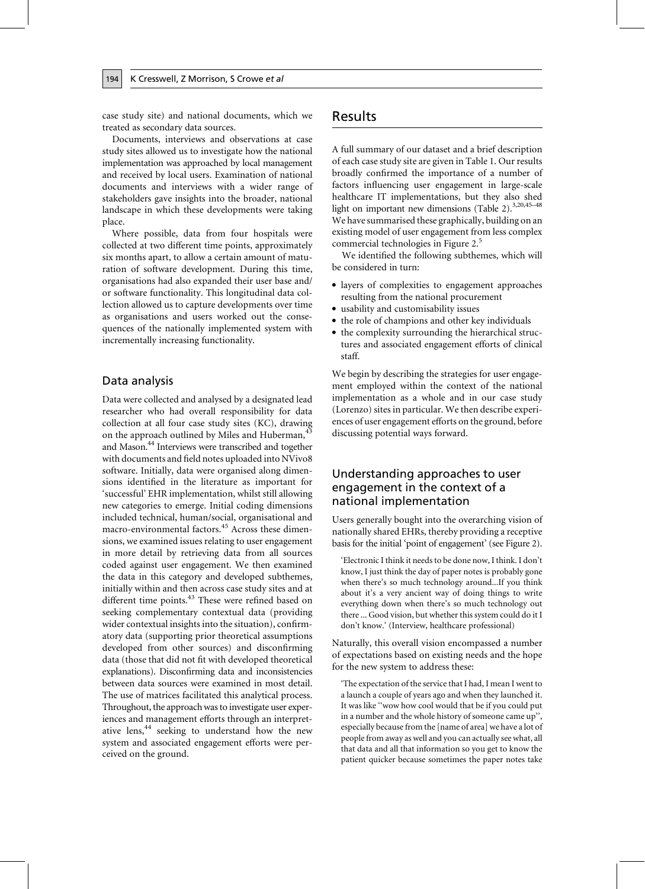case study site) and national documents, which we treated as secondary data sources.

Documents, interviews and observations at case study sites allowed us to investigate how the national implementation was approached by local management and received by local users. Examination of national documents and interviews with a wider range of stakeholders gave insights into the broader, national landscape in which these developments were taking place.

Where possible, data from four hospitals were collected at two different time points, approximately six months apart, to allow a certain amount of maturation of software development. During this time, organisations had also expanded their user base and/or software functionality. This longitudinal data collection allowed us to capture developments over time as organisations and users worked out the consequences of the nationally implemented system with incrementally increasing functionality.

## Data analysis

Data were collected and analysed by a designated lead researcher who had overall responsibility for data collection at all four case study sites (KC), drawing on the approach outlined by Miles and Huberman,[43] and Mason.[44] Interviews were transcribed and together with documents and field notes uploaded into NVivo8 software. Initially, data were organised along dimensions identified in the literature as important for 'successful' EHR implementation, whilst still allowing new categories to emerge. Initial coding dimensions included technical, human/social, organisational and macro-environmental factors.[45] Across these dimensions, we examined issues relating to user engagement in more detail by retrieving data from all sources coded against user engagement. We then examined the data in this category and developed subthemes, initially within and then across case study sites and at different time points.[43] These were refined based on seeking complementary contextual data (providing wider contextual insights into the situation), confirmatory data (supporting prior theoretical assumptions developed from other sources) and disconfirming data (those that did not fit with developed theoretical explanations). Disconfirming data and inconsistencies between data sources were examined in most detail. The use of matrices facilitated this analytical process. Throughout, the approach was to investigate user experiences and management efforts through an interpretative lens,[44] seeking to understand how the new system and associated engagement efforts were perceived on the ground.

# Results

A full summary of our dataset and a brief description of each case study site are given in Table 1. Our results broadly confirmed the importance of a number of factors influencing user engagement in large-scale healthcare IT implementations, but they also shed light on important new dimensions (Table 2).[3,20,45–48] We have summarised these graphically, building on an existing model of user engagement from less complex commercial technologies in Figure 2.[5]

We identified the following subthemes, which will be considered in turn:

- layers of complexities to engagement approaches resulting from the national procurement
- usability and customisability issues
- the role of champions and other key individuals
- the complexity surrounding the hierarchical structures and associated engagement efforts of clinical staff.

We begin by describing the strategies for user engagement employed within the context of the national implementation as a whole and in our case study (Lorenzo) sites in particular. We then describe experiences of user engagement efforts on the ground, before discussing potential ways forward.

## Understanding approaches to user engagement in the context of a national implementation

Users generally bought into the overarching vision of nationally shared EHRs, thereby providing a receptive basis for the initial 'point of engagement' (see Figure 2).

> 'Electronic I think it needs to be done now, I think. I don't know, I just think the day of paper notes is probably gone when there's so much technology around...If you think about it's a very ancient way of doing things to write everything down when there's so much technology out there ... Good vision, but whether this system could do it I don't know.' (Interview, healthcare professional)

Naturally, this overall vision encompassed a number of expectations based on existing needs and the hope for the new system to address these:

> 'The expectation of the service that I had, I mean I went to a launch a couple of years ago and when they launched it. It was like "wow how cool would that be if you could put in a number and the whole history of someone came up", especially because from the [name of area] we have a lot of people from away as well and you can actually see what, all that data and all that information so you get to know the patient quicker because sometimes the paper notes take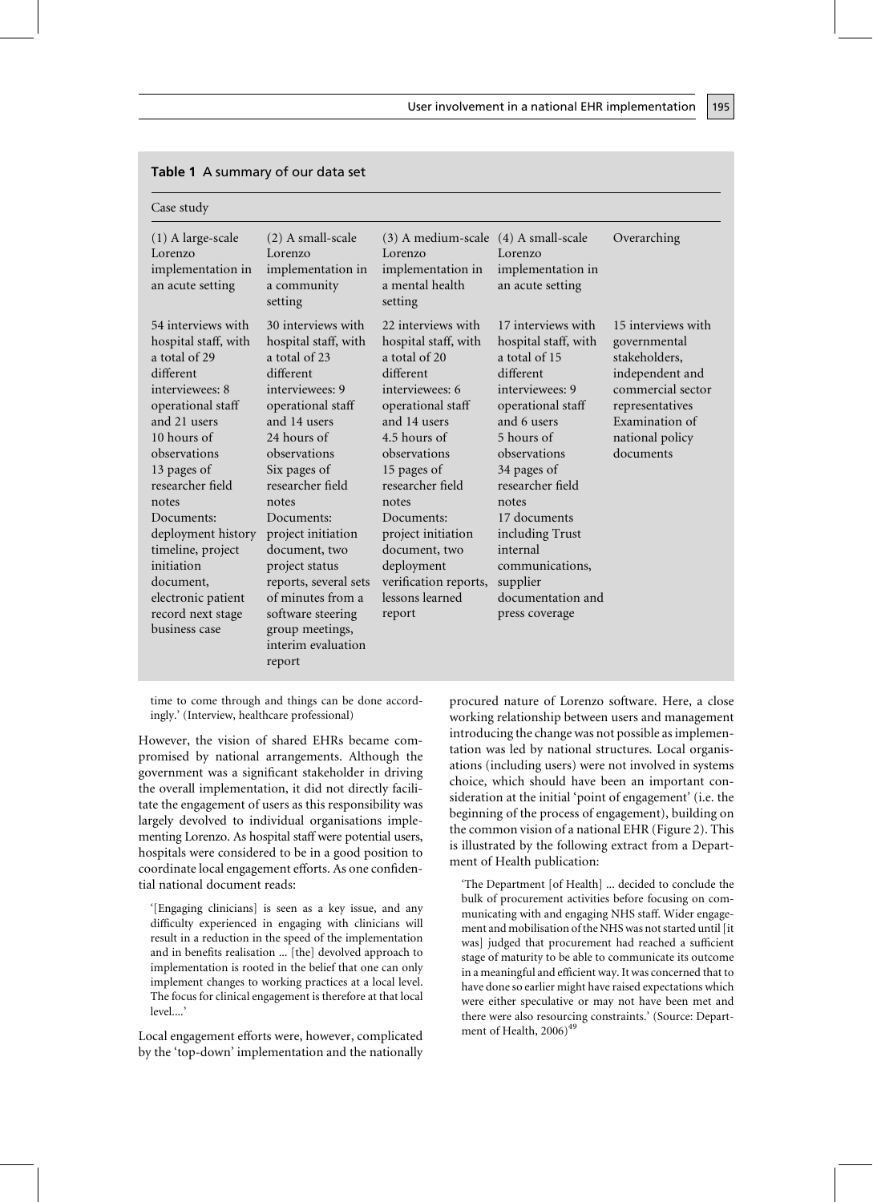**Table 1** A summary of our data set

| Case study | | | | |
|---|---|---|---|---|
| (1) A large-scale Lorenzo implementation in an acute setting | (2) A small-scale Lorenzo implementation in a community setting | (3) A medium-scale Lorenzo implementation in a mental health setting | (4) A small-scale Lorenzo implementation in an acute setting | Overarching |
| 54 interviews with hospital staff, with a total of 29 different interviewees: 8 operational staff and 21 users<br>10 hours of observations<br>13 pages of researcher field notes<br>Documents: deployment history timeline, project initiation document, electronic patient record next stage business case | 30 interviews with hospital staff, with a total of 23 different interviewees: 9 operational staff and 14 users<br>24 hours of observations<br>Six pages of researcher field notes<br>Documents: project initiation document, two project status reports, several sets of minutes from a software steering group meetings, interim evaluation report | 22 interviews with hospital staff, with a total of 20 different interviewees: 6 operational staff and 14 users<br>4.5 hours of observations<br>15 pages of researcher field notes<br>Documents: project initiation document, two deployment verification reports, lessons learned report | 17 interviews with hospital staff, with a total of 15 different interviewees: 9 operational staff and 6 users<br>5 hours of observations<br>34 pages of researcher field notes<br>17 documents including Trust internal communications, supplier documentation and press coverage | 15 interviews with governmental stakeholders, independent and commercial sector representatives<br>Examination of national policy documents |

time to come through and things can be done accordingly.' (Interview, healthcare professional)

However, the vision of shared EHRs became compromised by national arrangements. Although the government was a significant stakeholder in driving the overall implementation, it did not directly facilitate the engagement of users as this responsibility was largely devolved to individual organisations implementing Lorenzo. As hospital staff were potential users, hospitals were considered to be in a good position to coordinate local engagement efforts. As one confidential national document reads:

> '[Engaging clinicians] is seen as a key issue, and any difficulty experienced in engaging with clinicians will result in a reduction in the speed of the implementation and in benefits realisation ... [the] devolved approach to implementation is rooted in the belief that one can only implement changes to working practices at a local level. The focus for clinical engagement is therefore at that local level....'

Local engagement efforts were, however, complicated by the 'top-down' implementation and the nationally procured nature of Lorenzo software. Here, a close working relationship between users and management introducing the change was not possible as implementation was led by national structures. Local organisations (including users) were not involved in systems choice, which should have been an important consideration at the initial 'point of engagement' (i.e. the beginning of the process of engagement), building on the common vision of a national EHR (Figure 2). This is illustrated by the following extract from a Department of Health publication:

> 'The Department [of Health] ... decided to conclude the bulk of procurement activities before focusing on communicating with and engaging NHS staff. Wider engagement and mobilisation of the NHS was not started until [it was] judged that procurement had reached a sufficient stage of maturity to be able to communicate its outcome in a meaningful and efficient way. It was concerned that to have done so earlier might have raised expectations which were either speculative or may not have been met and there were also resourcing constraints.' (Source: Department of Health, 2006)[49]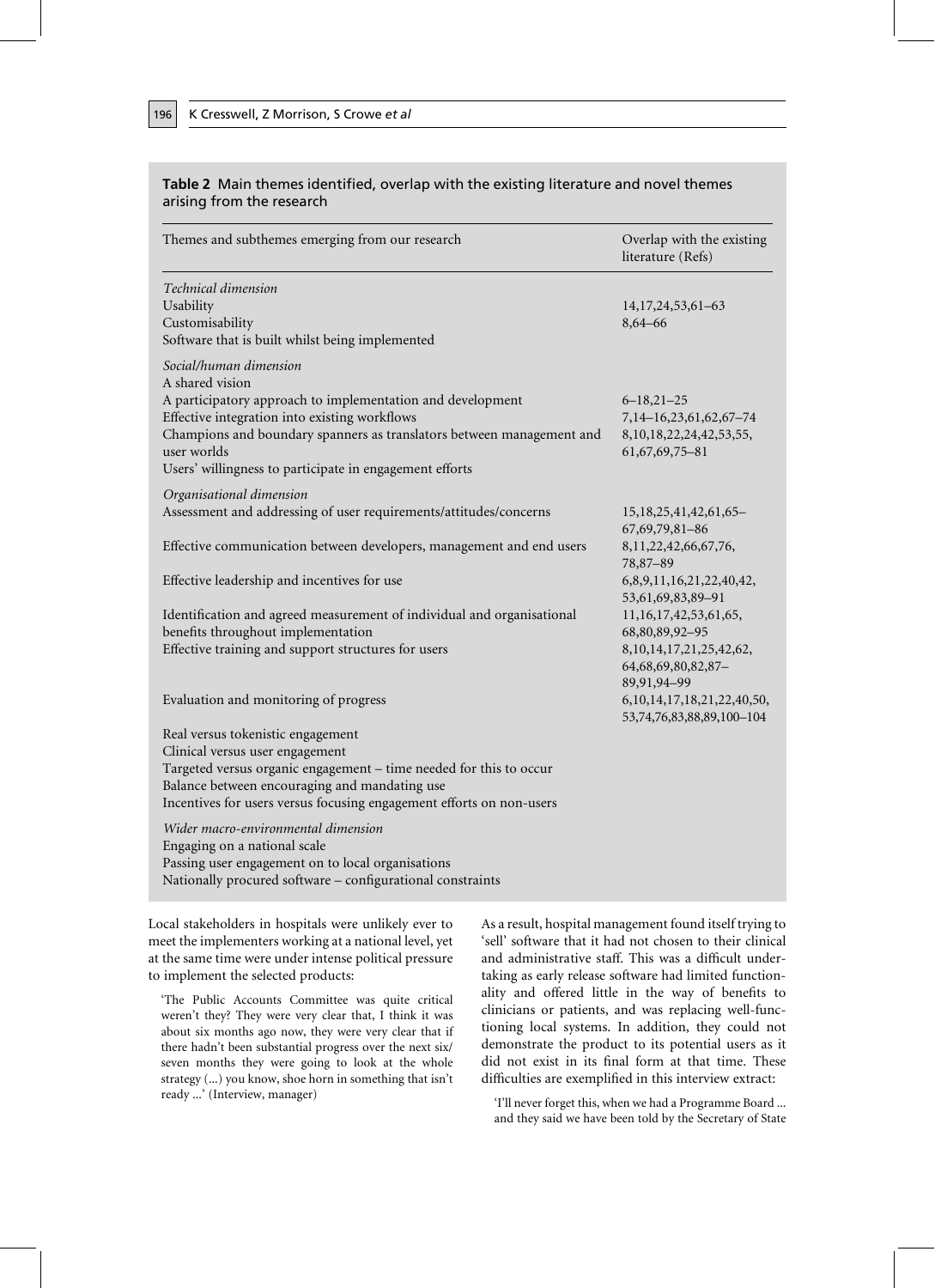**Table 2** Main themes identified, overlap with the existing literature and novel themes arising from the research

| Themes and subthemes emerging from our research | Overlap with the existing literature (Refs) |
|---|---|
| *Technical dimension* | |
| Usability | 14,17,24,53,61–63 |
| Customisability | 8,64–66 |
| Software that is built whilst being implemented | |
| *Social/human dimension* | |
| A shared vision | |
| A participatory approach to implementation and development | 6–18,21–25 |
| Effective integration into existing workflows | 7,14–16,23,61,62,67–74 |
| Champions and boundary spanners as translators between management and user worlds | 8,10,18,22,24,42,53,55, 61,67,69,75–81 |
| Users' willingness to participate in engagement efforts | |
| *Organisational dimension* | |
| Assessment and addressing of user requirements/attitudes/concerns | 15,18,25,41,42,61,65–67,69,79,81–86 |
| Effective communication between developers, management and end users | 8,11,22,42,66,67,76, 78,87–89 |
| Effective leadership and incentives for use | 6,8,9,11,16,21,22,40,42, 53,61,69,83,89–91 |
| Identification and agreed measurement of individual and organisational benefits throughout implementation | 11,16,17,42,53,61,65, 68,80,89,92–95 |
| Effective training and support structures for users | 8,10,14,17,21,25,42,62, 64,68,69,80,82,87–89,91,94–99 |
| Evaluation and monitoring of progress | 6,10,14,17,18,21,22,40,50, 53,74,76,83,88,89,100–104 |
| Real versus tokenistic engagement | |
| Clinical versus user engagement | |
| Targeted versus organic engagement – time needed for this to occur | |
| Balance between encouraging and mandating use | |
| Incentives for users versus focusing engagement efforts on non-users | |
| *Wider macro-environmental dimension* | |
| Engaging on a national scale | |
| Passing user engagement on to local organisations | |
| Nationally procured software – configurational constraints | |

Local stakeholders in hospitals were unlikely ever to meet the implementers working at a national level, yet at the same time were under intense political pressure to implement the selected products:

> 'The Public Accounts Committee was quite critical weren't they? They were very clear that, I think it was about six months ago now, they were very clear that if there hadn't been substantial progress over the next six/seven months they were going to look at the whole strategy (...) you know, shoe horn in something that isn't ready ...' (Interview, manager)

As a result, hospital management found itself trying to 'sell' software that it had not chosen to their clinical and administrative staff. This was a difficult undertaking as early release software had limited functionality and offered little in the way of benefits to clinicians or patients, and was replacing well-functioning local systems. In addition, they could not demonstrate the product to its potential users as it did not exist in its final form at that time. These difficulties are exemplified in this interview extract:

> 'I'll never forget this, when we had a Programme Board ... and they said we have been told by the Secretary of State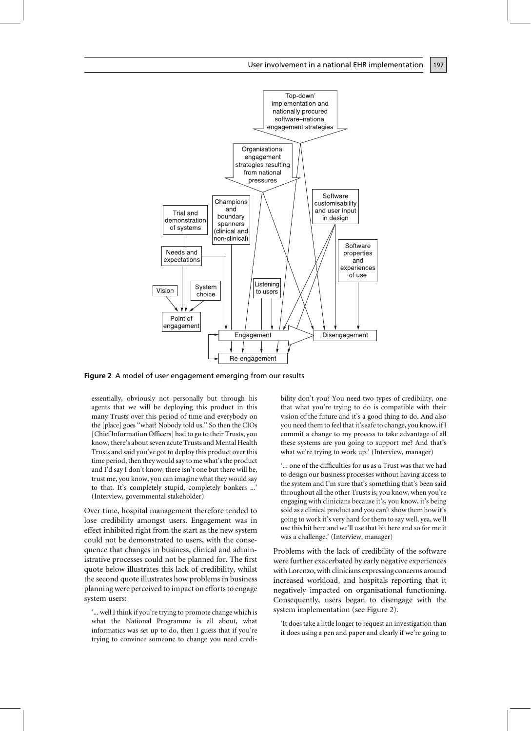**Figure 2** A model of user engagement emerging from our results

essentially, obviously not personally but through his agents that we will be deploying this product in this many Trusts over this period of time and everybody on the [place] goes "what? Nobody told us." So then the CIOs [Chief Information Officers] had to go to their Trusts, you know, there's about seven acute Trusts and Mental Health Trusts and said you've got to deploy this product over this time period, then they would say to me what's the product and I'd say I don't know, there isn't one but there will be, trust me, you know, you can imagine what they would say to that. It's completely stupid, completely bonkers ...' (Interview, governmental stakeholder)

Over time, hospital management therefore tended to lose credibility amongst users. Engagement was in effect inhibited right from the start as the new system could not be demonstrated to users, with the consequence that changes in business, clinical and administrative processes could not be planned for. The first quote below illustrates this lack of credibility, whilst the second quote illustrates how problems in business planning were perceived to impact on efforts to engage system users:

> '... well I think if you're trying to promote change which is what the National Programme is all about, what informatics was set up to do, then I guess that if you're trying to convince someone to change you need credibility don't you? You need two types of credibility, one that what you're trying to do is compatible with their vision of the future and it's a good thing to do. And also you need them to feel that it's safe to change, you know, if I commit a change to my process to take advantage of all these systems are you going to support me? And that's what we're trying to work up.' (Interview, manager)

> '... one of the difficulties for us as a Trust was that we had to design our business processes without having access to the system and I'm sure that's something that's been said throughout all the other Trusts is, you know, when you're engaging with clinicians because it's, you know, it's being sold as a clinical product and you can't show them how it's going to work it's very hard for them to say well, yea, we'll use this bit here and we'll use that bit here and so for me it was a challenge.' (Interview, manager)

Problems with the lack of credibility of the software were further exacerbated by early negative experiences with Lorenzo, with clinicians expressing concerns around increased workload, and hospitals reporting that it negatively impacted on organisational functioning. Consequently, users began to disengage with the system implementation (see Figure 2).

> 'It does take a little longer to request an investigation than it does using a pen and paper and clearly if we're going to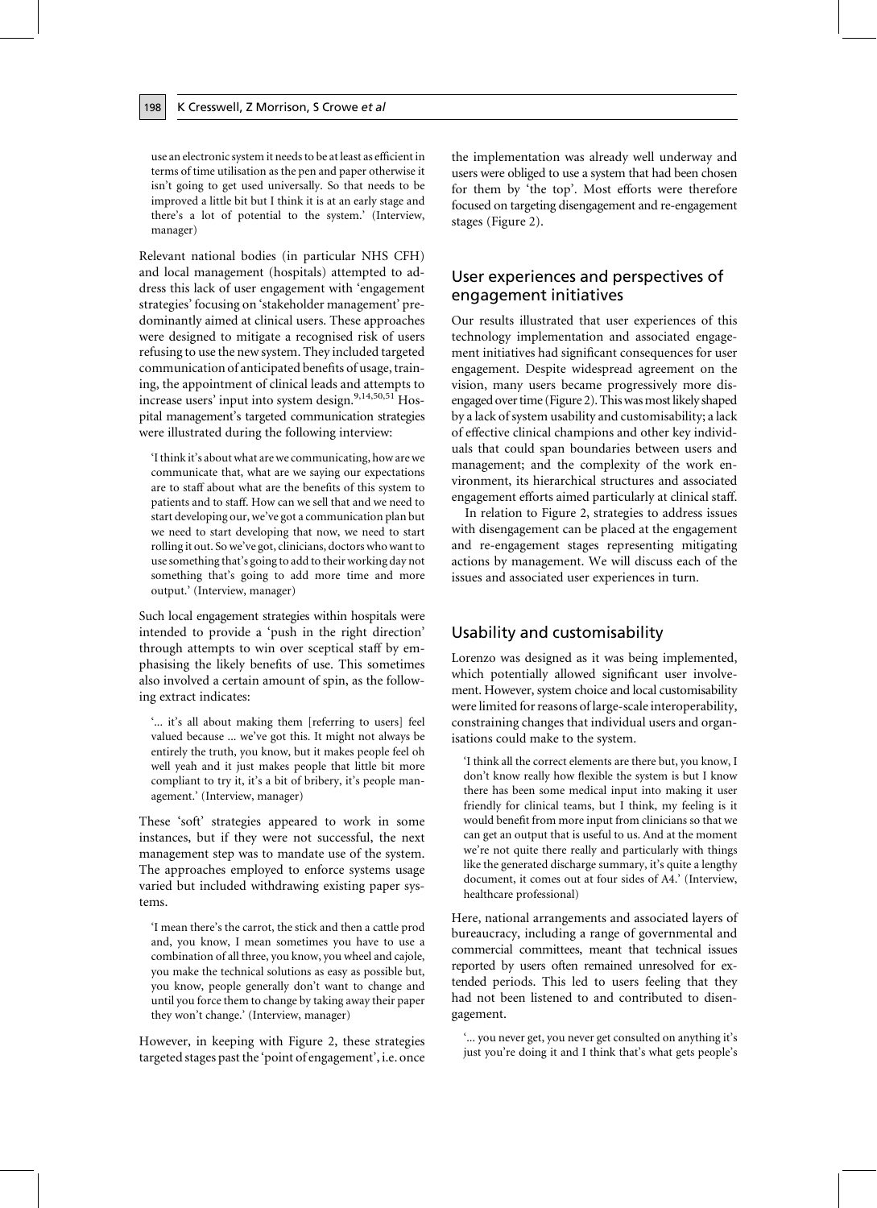use an electronic system it needs to be at least as efficient in terms of time utilisation as the pen and paper otherwise it isn't going to get used universally. So that needs to be improved a little bit but I think it is at an early stage and there's a lot of potential to the system.' (Interview, manager)

Relevant national bodies (in particular NHS CFH) and local management (hospitals) attempted to address this lack of user engagement with 'engagement strategies' focusing on 'stakeholder management' predominantly aimed at clinical users. These approaches were designed to mitigate a recognised risk of users refusing to use the new system. They included targeted communication of anticipated benefits of usage, training, the appointment of clinical leads and attempts to increase users' input into system design.[9,14,50,51] Hospital management's targeted communication strategies were illustrated during the following interview:

> 'I think it's about what are we communicating, how are we communicate that, what are we saying our expectations are to staff about what are the benefits of this system to patients and to staff. How can we sell that and we need to start developing our, we've got a communication plan but we need to start developing that now, we need to start rolling it out. So we've got, clinicians, doctors who want to use something that's going to add to their working day not something that's going to add more time and more output.' (Interview, manager)

Such local engagement strategies within hospitals were intended to provide a 'push in the right direction' through attempts to win over sceptical staff by emphasising the likely benefits of use. This sometimes also involved a certain amount of spin, as the following extract indicates:

> '... it's all about making them [referring to users] feel valued because ... we've got this. It might not always be entirely the truth, you know, but it makes people feel oh well yeah and it just makes people that little bit more compliant to try it, it's a bit of bribery, it's people management.' (Interview, manager)

These 'soft' strategies appeared to work in some instances, but if they were not successful, the next management step was to mandate use of the system. The approaches employed to enforce systems usage varied but included withdrawing existing paper systems.

> 'I mean there's the carrot, the stick and then a cattle prod and, you know, I mean sometimes you have to use a combination of all three, you know, you wheel and cajole, you make the technical solutions as easy as possible but, you know, people generally don't want to change and until you force them to change by taking away their paper they won't change.' (Interview, manager)

However, in keeping with Figure 2, these strategies targeted stages past the 'point of engagement', i.e. once the implementation was already well underway and users were obliged to use a system that had been chosen for them by 'the top'. Most efforts were therefore focused on targeting disengagement and re-engagement stages (Figure 2).

## User experiences and perspectives of engagement initiatives

Our results illustrated that user experiences of this technology implementation and associated engagement initiatives had significant consequences for user engagement. Despite widespread agreement on the vision, many users became progressively more disengaged over time (Figure 2). This was most likely shaped by a lack of system usability and customisability; a lack of effective clinical champions and other key individuals that could span boundaries between users and management; and the complexity of the work environment, its hierarchical structures and associated engagement efforts aimed particularly at clinical staff.

In relation to Figure 2, strategies to address issues with disengagement can be placed at the engagement and re-engagement stages representing mitigating actions by management. We will discuss each of the issues and associated user experiences in turn.

## Usability and customisability

Lorenzo was designed as it was being implemented, which potentially allowed significant user involvement. However, system choice and local customisability were limited for reasons of large-scale interoperability, constraining changes that individual users and organisations could make to the system.

> 'I think all the correct elements are there but, you know, I don't know really how flexible the system is but I know there has been some medical input into making it user friendly for clinical teams, but I think, my feeling is it would benefit from more input from clinicians so that we can get an output that is useful to us. And at the moment we're not quite there really and particularly with things like the generated discharge summary, it's quite a lengthy document, it comes out at four sides of A4.' (Interview, healthcare professional)

Here, national arrangements and associated layers of bureaucracy, including a range of governmental and commercial committees, meant that technical issues reported by users often remained unresolved for extended periods. This led to users feeling that they had not been listened to and contributed to disengagement.

> '... you never get, you never get consulted on anything it's just you're doing it and I think that's what gets people's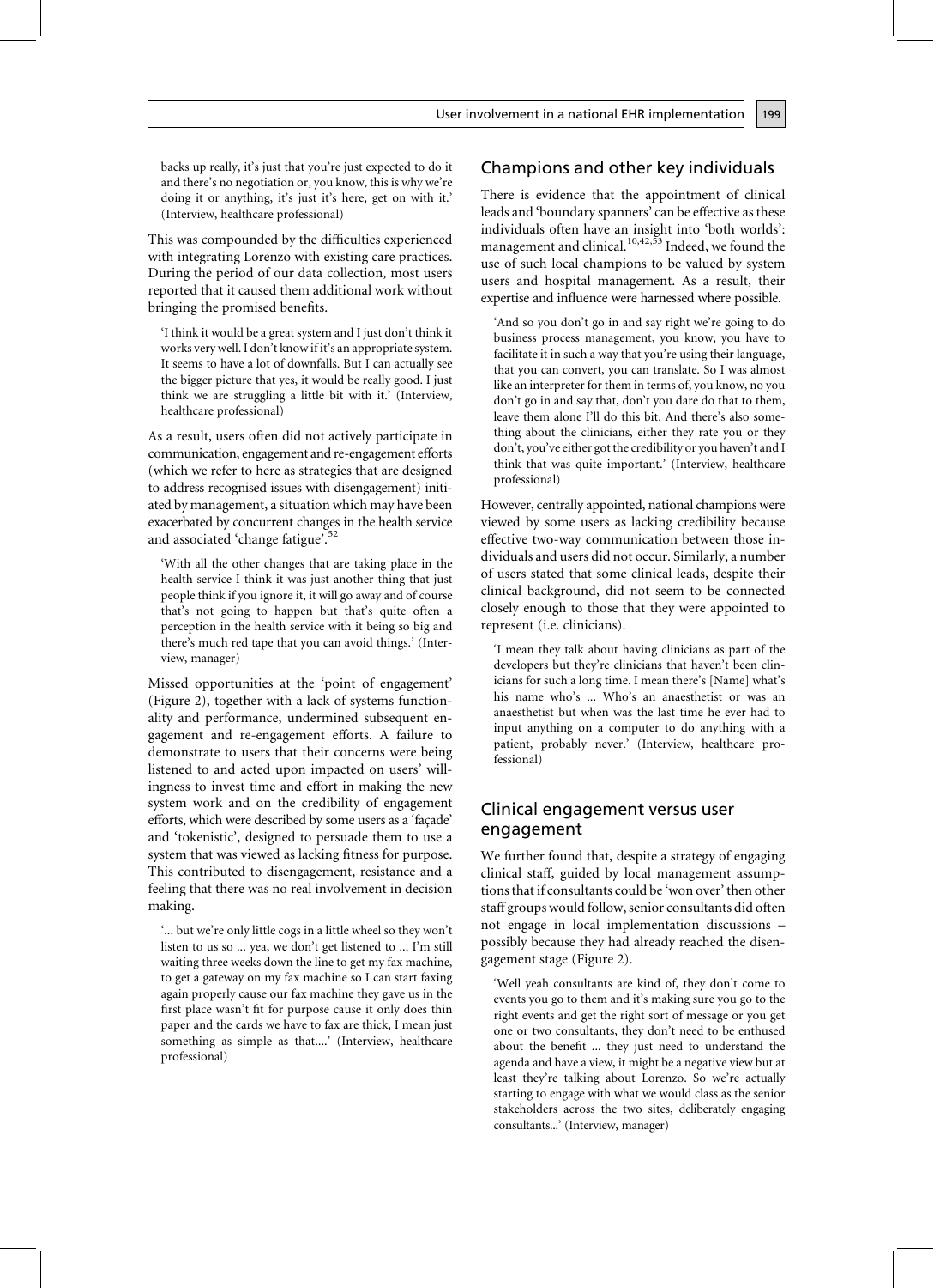backs up really, it's just that you're just expected to do it and there's no negotiation or, you know, this is why we're doing it or anything, it's just it's here, get on with it.' (Interview, healthcare professional)

This was compounded by the difficulties experienced with integrating Lorenzo with existing care practices. During the period of our data collection, most users reported that it caused them additional work without bringing the promised benefits.

> 'I think it would be a great system and I just don't think it works very well. I don't know if it's an appropriate system. It seems to have a lot of downfalls. But I can actually see the bigger picture that yes, it would be really good. I just think we are struggling a little bit with it.' (Interview, healthcare professional)

As a result, users often did not actively participate in communication, engagement and re-engagement efforts (which we refer to here as strategies that are designed to address recognised issues with disengagement) initiated by management, a situation which may have been exacerbated by concurrent changes in the health service and associated 'change fatigue'.[52]

> 'With all the other changes that are taking place in the health service I think it was just another thing that just people think if you ignore it, it will go away and of course that's not going to happen but that's quite often a perception in the health service with it being so big and there's much red tape that you can avoid things.' (Interview, manager)

Missed opportunities at the 'point of engagement' (Figure 2), together with a lack of systems functionality and performance, undermined subsequent engagement and re-engagement efforts. A failure to demonstrate to users that their concerns were being listened to and acted upon impacted on users' willingness to invest time and effort in making the new system work and on the credibility of engagement efforts, which were described by some users as a 'façade' and 'tokenistic', designed to persuade them to use a system that was viewed as lacking fitness for purpose. This contributed to disengagement, resistance and a feeling that there was no real involvement in decision making.

> '... but we're only little cogs in a little wheel so they won't listen to us so ... yea, we don't get listened to ... I'm still waiting three weeks down the line to get my fax machine, to get a gateway on my fax machine so I can start faxing again properly cause our fax machine they gave us in the first place wasn't fit for purpose cause it only does thin paper and the cards we have to fax are thick, I mean just something as simple as that....' (Interview, healthcare professional)

## Champions and other key individuals

There is evidence that the appointment of clinical leads and 'boundary spanners' can be effective as these individuals often have an insight into 'both worlds': management and clinical.[10,42,53] Indeed, we found the use of such local champions to be valued by system users and hospital management. As a result, their expertise and influence were harnessed where possible.

> 'And so you don't go in and say right we're going to do business process management, you know, you have to facilitate it in such a way that you're using their language, that you can convert, you can translate. So I was almost like an interpreter for them in terms of, you know, no you don't go in and say that, don't you dare do that to them, leave them alone I'll do this bit. And there's also something about the clinicians, either they rate you or they don't, you've either got the credibility or you haven't and I think that was quite important.' (Interview, healthcare professional)

However, centrally appointed, national champions were viewed by some users as lacking credibility because effective two-way communication between those individuals and users did not occur. Similarly, a number of users stated that some clinical leads, despite their clinical background, did not seem to be connected closely enough to those that they were appointed to represent (i.e. clinicians).

> 'I mean they talk about having clinicians as part of the developers but they're clinicians that haven't been clinicians for such a long time. I mean there's [Name] what's his name who's ... Who's an anaesthetist or was an anaesthetist but when was the last time he ever had to input anything on a computer to do anything with a patient, probably never.' (Interview, healthcare professional)

## Clinical engagement versus user engagement

We further found that, despite a strategy of engaging clinical staff, guided by local management assumptions that if consultants could be 'won over' then other staff groups would follow, senior consultants did often not engage in local implementation discussions – possibly because they had already reached the disengagement stage (Figure 2).

> 'Well yeah consultants are kind of, they don't come to events you go to them and it's making sure you go to the right events and get the right sort of message or you get one or two consultants, they don't need to be enthused about the benefit ... they just need to understand the agenda and have a view, it might be a negative view but at least they're talking about Lorenzo. So we're actually starting to engage with what we would class as the senior stakeholders across the two sites, deliberately engaging consultants...' (Interview, manager)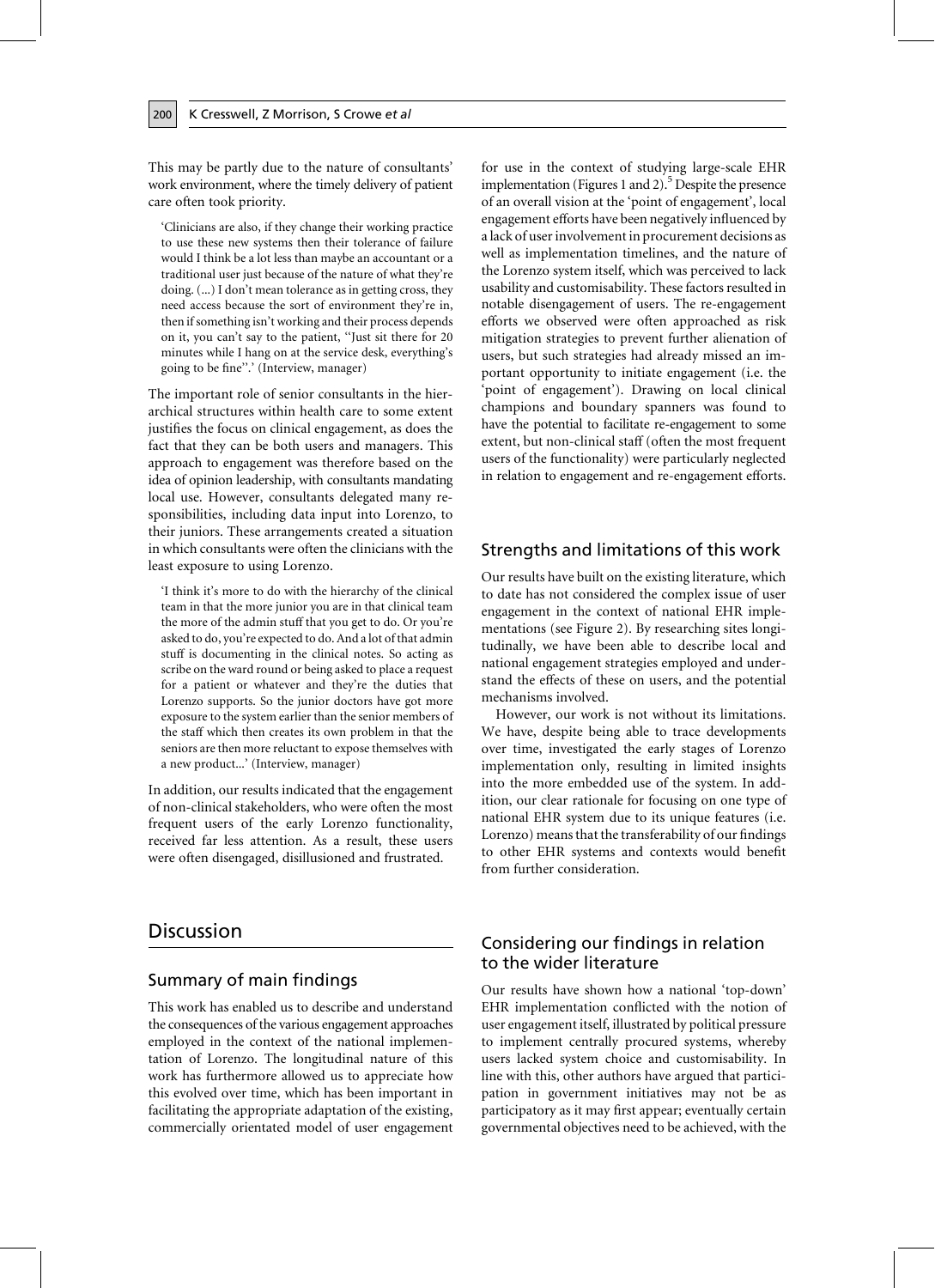This may be partly due to the nature of consultants' work environment, where the timely delivery of patient care often took priority.

> 'Clinicians are also, if they change their working practice to use these new systems then their tolerance of failure would I think be a lot less than maybe an accountant or a traditional user just because of the nature of what they're doing. (...) I don't mean tolerance as in getting cross, they need access because the sort of environment they're in, then if something isn't working and their process depends on it, you can't say to the patient, ''Just sit there for 20 minutes while I hang on at the service desk, everything's going to be fine''.' (Interview, manager)

The important role of senior consultants in the hierarchical structures within health care to some extent justifies the focus on clinical engagement, as does the fact that they can be both users and managers. This approach to engagement was therefore based on the idea of opinion leadership, with consultants mandating local use. However, consultants delegated many responsibilities, including data input into Lorenzo, to their juniors. These arrangements created a situation in which consultants were often the clinicians with the least exposure to using Lorenzo.

> 'I think it's more to do with the hierarchy of the clinical team in that the more junior you are in that clinical team the more of the admin stuff that you get to do. Or you're asked to do, you're expected to do. And a lot of that admin stuff is documenting in the clinical notes. So acting as scribe on the ward round or being asked to place a request for a patient or whatever and they're the duties that Lorenzo supports. So the junior doctors have got more exposure to the system earlier than the senior members of the staff which then creates its own problem in that the seniors are then more reluctant to expose themselves with a new product...' (Interview, manager)

In addition, our results indicated that the engagement of non-clinical stakeholders, who were often the most frequent users of the early Lorenzo functionality, received far less attention. As a result, these users were often disengaged, disillusioned and frustrated.

## Discussion

### Summary of main findings

This work has enabled us to describe and understand the consequences of the various engagement approaches employed in the context of the national implementation of Lorenzo. The longitudinal nature of this work has furthermore allowed us to appreciate how this evolved over time, which has been important in facilitating the appropriate adaptation of the existing, commercially orientated model of user engagement for use in the context of studying large-scale EHR implementation (Figures 1 and 2).[5] Despite the presence of an overall vision at the 'point of engagement', local engagement efforts have been negatively influenced by a lack of user involvement in procurement decisions as well as implementation timelines, and the nature of the Lorenzo system itself, which was perceived to lack usability and customisability. These factors resulted in notable disengagement of users. The re-engagement efforts we observed were often approached as risk mitigation strategies to prevent further alienation of users, but such strategies had already missed an important opportunity to initiate engagement (i.e. the 'point of engagement'). Drawing on local clinical champions and boundary spanners was found to have the potential to facilitate re-engagement to some extent, but non-clinical staff (often the most frequent users of the functionality) were particularly neglected in relation to engagement and re-engagement efforts.

### Strengths and limitations of this work

Our results have built on the existing literature, which to date has not considered the complex issue of user engagement in the context of national EHR implementations (see Figure 2). By researching sites longitudinally, we have been able to describe local and national engagement strategies employed and understand the effects of these on users, and the potential mechanisms involved.

However, our work is not without its limitations. We have, despite being able to trace developments over time, investigated the early stages of Lorenzo implementation only, resulting in limited insights into the more embedded use of the system. In addition, our clear rationale for focusing on one type of national EHR system due to its unique features (i.e. Lorenzo) means that the transferability of our findings to other EHR systems and contexts would benefit from further consideration.

### Considering our findings in relation to the wider literature

Our results have shown how a national 'top-down' EHR implementation conflicted with the notion of user engagement itself, illustrated by political pressure to implement centrally procured systems, whereby users lacked system choice and customisability. In line with this, other authors have argued that participation in government initiatives may not be as participatory as it may first appear; eventually certain governmental objectives need to be achieved, with the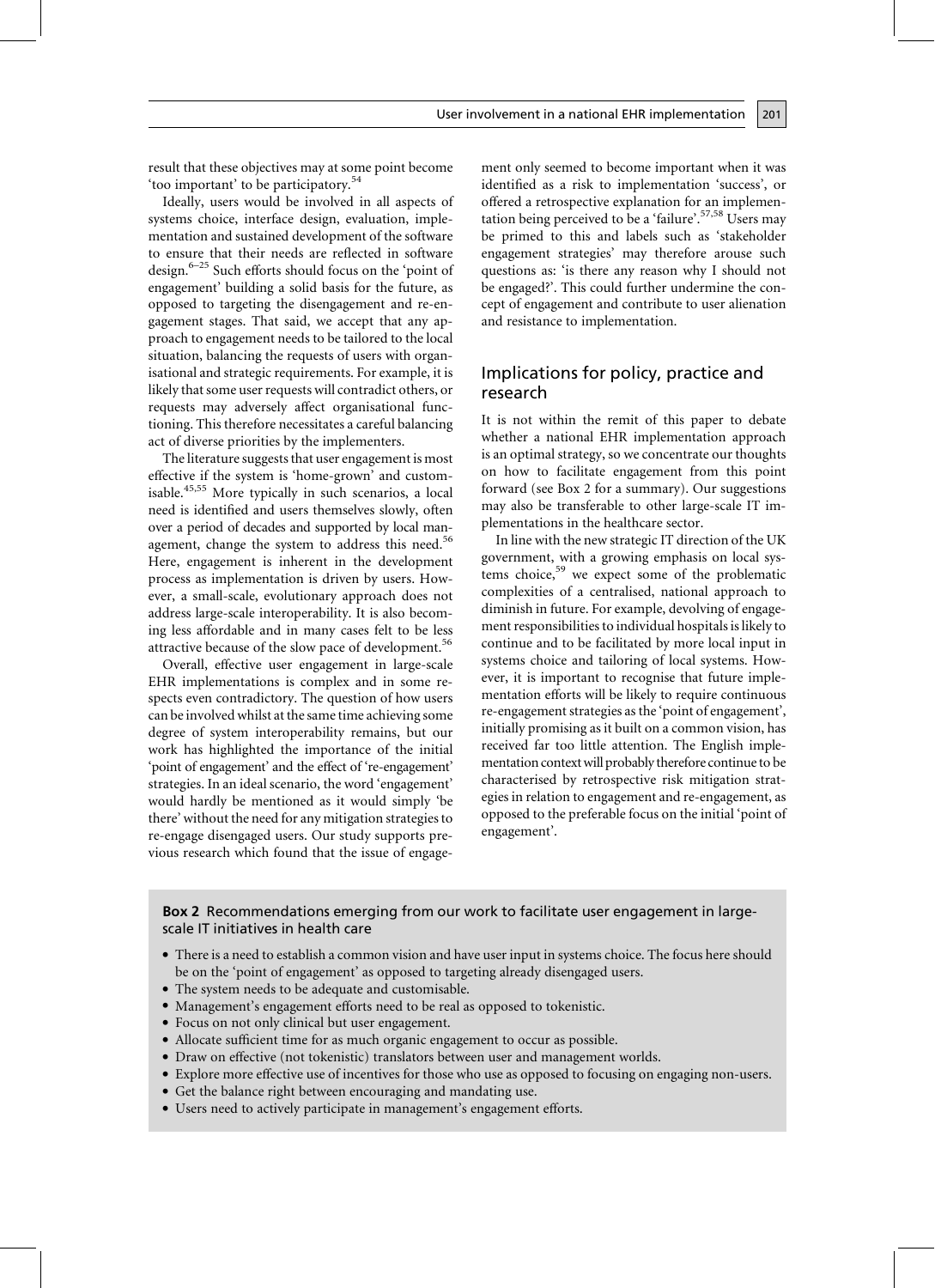result that these objectives may at some point become 'too important' to be participatory.[54]

Ideally, users would be involved in all aspects of systems choice, interface design, evaluation, implementation and sustained development of the software to ensure that their needs are reflected in software design.[6–25] Such efforts should focus on the 'point of engagement' building a solid basis for the future, as opposed to targeting the disengagement and re-engagement stages. That said, we accept that any approach to engagement needs to be tailored to the local situation, balancing the requests of users with organisational and strategic requirements. For example, it is likely that some user requests will contradict others, or requests may adversely affect organisational functioning. This therefore necessitates a careful balancing act of diverse priorities by the implementers.

The literature suggests that user engagement is most effective if the system is 'home-grown' and customisable.[45,55] More typically in such scenarios, a local need is identified and users themselves slowly, often over a period of decades and supported by local management, change the system to address this need.[56] Here, engagement is inherent in the development process as implementation is driven by users. However, a small-scale, evolutionary approach does not address large-scale interoperability. It is also becoming less affordable and in many cases felt to be less attractive because of the slow pace of development.[56]

Overall, effective user engagement in large-scale EHR implementations is complex and in some respects even contradictory. The question of how users can be involved whilst at the same time achieving some degree of system interoperability remains, but our work has highlighted the importance of the initial 'point of engagement' and the effect of 're-engagement' strategies. In an ideal scenario, the word 'engagement' would hardly be mentioned as it would simply 'be there' without the need for any mitigation strategies to re-engage disengaged users. Our study supports previous research which found that the issue of engagement only seemed to become important when it was identified as a risk to implementation 'success', or offered a retrospective explanation for an implementation being perceived to be a 'failure'.[57,58] Users may be primed to this and labels such as 'stakeholder engagement strategies' may therefore arouse such questions as: 'is there any reason why I should not be engaged?'. This could further undermine the concept of engagement and contribute to user alienation and resistance to implementation.

## Implications for policy, practice and research

It is not within the remit of this paper to debate whether a national EHR implementation approach is an optimal strategy, so we concentrate our thoughts on how to facilitate engagement from this point forward (see Box 2 for a summary). Our suggestions may also be transferable to other large-scale IT implementations in the healthcare sector.

In line with the new strategic IT direction of the UK government, with a growing emphasis on local systems choice,[59] we expect some of the problematic complexities of a centralised, national approach to diminish in future. For example, devolving of engagement responsibilities to individual hospitals is likely to continue and to be facilitated by more local input in systems choice and tailoring of local systems. However, it is important to recognise that future implementation efforts will be likely to require continuous re-engagement strategies as the 'point of engagement', initially promising as it built on a common vision, has received far too little attention. The English implementation context will probably therefore continue to be characterised by retrospective risk mitigation strategies in relation to engagement and re-engagement, as opposed to the preferable focus on the initial 'point of engagement'.

**Box 2** Recommendations emerging from our work to facilitate user engagement in large-scale IT initiatives in health care

- There is a need to establish a common vision and have user input in systems choice. The focus here should be on the 'point of engagement' as opposed to targeting already disengaged users.
- The system needs to be adequate and customisable.
- Management's engagement efforts need to be real as opposed to tokenistic.
- Focus on not only clinical but user engagement.
- Allocate sufficient time for as much organic engagement to occur as possible.
- Draw on effective (not tokenistic) translators between user and management worlds.
- Explore more effective use of incentives for those who use as opposed to focusing on engaging non-users.
- Get the balance right between encouraging and mandating use.
- Users need to actively participate in management's engagement efforts.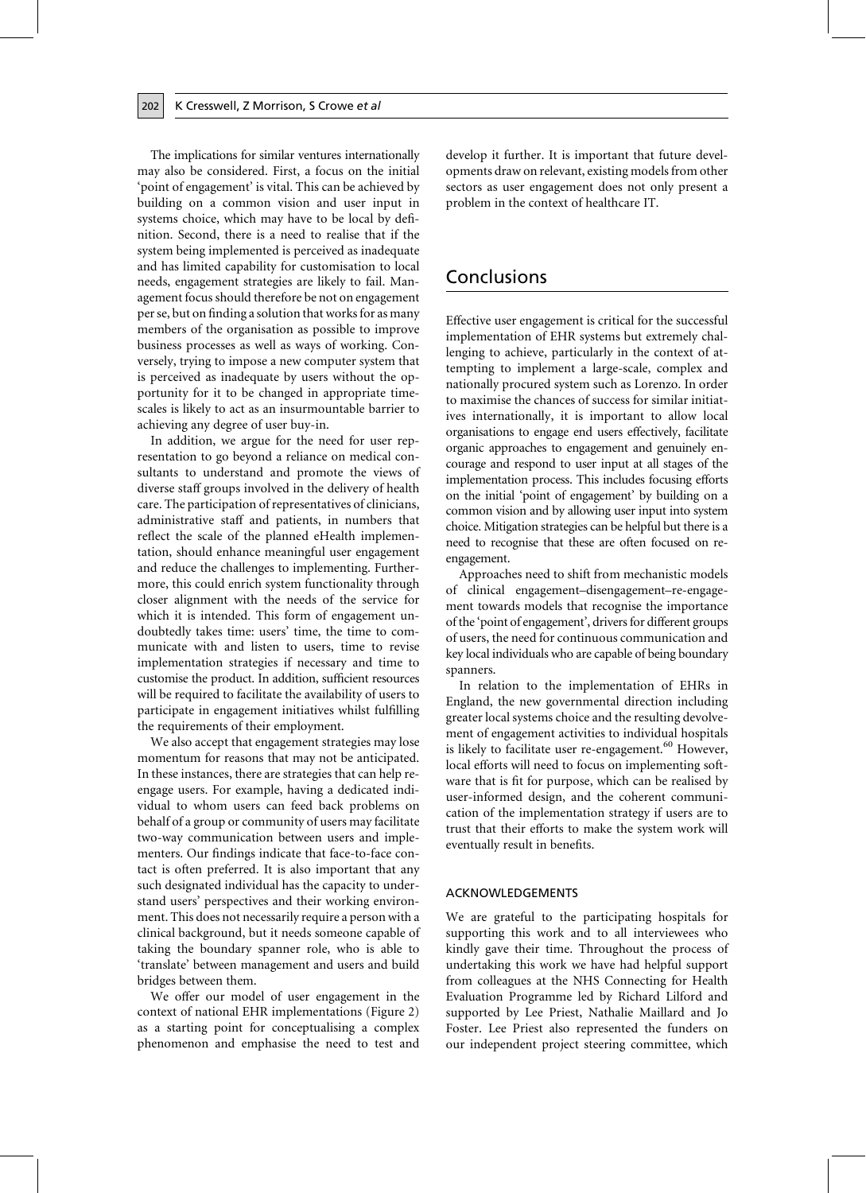The implications for similar ventures internationally may also be considered. First, a focus on the initial 'point of engagement' is vital. This can be achieved by building on a common vision and user input in systems choice, which may have to be local by definition. Second, there is a need to realise that if the system being implemented is perceived as inadequate and has limited capability for customisation to local needs, engagement strategies are likely to fail. Management focus should therefore be not on engagement per se, but on finding a solution that works for as many members of the organisation as possible to improve business processes as well as ways of working. Conversely, trying to impose a new computer system that is perceived as inadequate by users without the opportunity for it to be changed in appropriate timescales is likely to act as an insurmountable barrier to achieving any degree of user buy-in.

In addition, we argue for the need for user representation to go beyond a reliance on medical consultants to understand and promote the views of diverse staff groups involved in the delivery of health care. The participation of representatives of clinicians, administrative staff and patients, in numbers that reflect the scale of the planned eHealth implementation, should enhance meaningful user engagement and reduce the challenges to implementing. Furthermore, this could enrich system functionality through closer alignment with the needs of the service for which it is intended. This form of engagement undoubtedly takes time: users' time, the time to communicate with and listen to users, time to revise implementation strategies if necessary and time to customise the product. In addition, sufficient resources will be required to facilitate the availability of users to participate in engagement initiatives whilst fulfilling the requirements of their employment.

We also accept that engagement strategies may lose momentum for reasons that may not be anticipated. In these instances, there are strategies that can help re-engage users. For example, having a dedicated individual to whom users can feed back problems on behalf of a group or community of users may facilitate two-way communication between users and implementers. Our findings indicate that face-to-face contact is often preferred. It is also important that any such designated individual has the capacity to understand users' perspectives and their working environment. This does not necessarily require a person with a clinical background, but it needs someone capable of taking the boundary spanner role, who is able to 'translate' between management and users and build bridges between them.

We offer our model of user engagement in the context of national EHR implementations (Figure 2) as a starting point for conceptualising a complex phenomenon and emphasise the need to test and develop it further. It is important that future developments draw on relevant, existing models from other sectors as user engagement does not only present a problem in the context of healthcare IT.

## Conclusions

Effective user engagement is critical for the successful implementation of EHR systems but extremely challenging to achieve, particularly in the context of attempting to implement a large-scale, complex and nationally procured system such as Lorenzo. In order to maximise the chances of success for similar initiatives internationally, it is important to allow local organisations to engage end users effectively, facilitate organic approaches to engagement and genuinely encourage and respond to user input at all stages of the implementation process. This includes focusing efforts on the initial 'point of engagement' by building on a common vision and by allowing user input into system choice. Mitigation strategies can be helpful but there is a need to recognise that these are often focused on re-engagement.

Approaches need to shift from mechanistic models of clinical engagement–disengagement–re-engagement towards models that recognise the importance of the 'point of engagement', drivers for different groups of users, the need for continuous communication and key local individuals who are capable of being boundary spanners.

In relation to the implementation of EHRs in England, the new governmental direction including greater local systems choice and the resulting devolvement of engagement activities to individual hospitals is likely to facilitate user re-engagement.[60] However, local efforts will need to focus on implementing software that is fit for purpose, which can be realised by user-informed design, and the coherent communication of the implementation strategy if users are to trust that their efforts to make the system work will eventually result in benefits.

### ACKNOWLEDGEMENTS

We are grateful to the participating hospitals for supporting this work and to all interviewees who kindly gave their time. Throughout the process of undertaking this work we have had helpful support from colleagues at the NHS Connecting for Health Evaluation Programme led by Richard Lilford and supported by Lee Priest, Nathalie Maillard and Jo Foster. Lee Priest also represented the funders on our independent project steering committee, which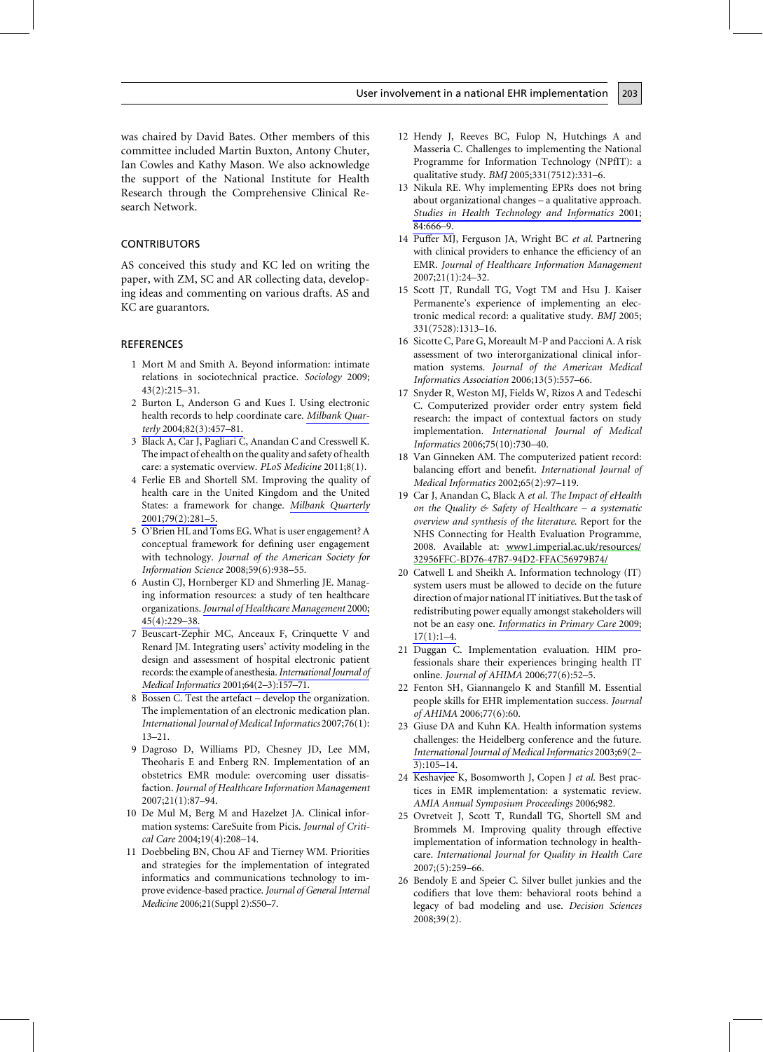was chaired by David Bates. Other members of this committee included Martin Buxton, Antony Chuter, Ian Cowles and Kathy Mason. We also acknowledge the support of the National Institute for Health Research through the Comprehensive Clinical Research Network.

## CONTRIBUTORS

AS conceived this study and KC led on writing the paper, with ZM, SC and AR collecting data, developing ideas and commenting on various drafts. AS and KC are guarantors.

## REFERENCES

1. Mort M and Smith A. Beyond information: intimate relations in sociotechnical practice. *Sociology* 2009; 43(2):215–31.
2. Burton L, Anderson G and Kues I. Using electronic health records to help coordinate care. *Milbank Quarterly* 2004;82(3):457–81.
3. Black A, Car J, Pagliari C, Anandan C and Cresswell K. The impact of ehealth on the quality and safety of health care: a systematic overview. *PLoS Medicine* 2011;8(1).
4. Ferlie EB and Shortell SM. Improving the quality of health care in the United Kingdom and the United States: a framework for change. *Milbank Quarterly* 2001;79(2):281–5.
5. O'Brien HL and Toms EG. What is user engagement? A conceptual framework for defining user engagement with technology. *Journal of the American Society for Information Science* 2008;59(6):938–55.
6. Austin CJ, Hornberger KD and Shmerling JE. Managing information resources: a study of ten healthcare organizations. *Journal of Healthcare Management* 2000; 45(4):229–38.
7. Beuscart-Zephir MC, Anceaux F, Crinquette V and Renard JM. Integrating users' activity modeling in the design and assessment of hospital electronic patient records: the example of anesthesia. *International Journal of Medical Informatics* 2001;64(2–3):157–71.
8. Bossen C. Test the artefact – develop the organization. The implementation of an electronic medication plan. *International Journal of Medical Informatics* 2007;76(1): 13–21.
9. Dagroso D, Williams PD, Chesney JD, Lee MM, Theoharis E and Enberg RN. Implementation of an obstetrics EMR module: overcoming user dissatisfaction. *Journal of Healthcare Information Management* 2007;21(1):87–94.
10. De Mul M, Berg M and Hazelzet JA. Clinical information systems: CareSuite from Picis. *Journal of Critical Care* 2004;19(4):208–14.
11. Doebbeling BN, Chou AF and Tierney WM. Priorities and strategies for the implementation of integrated informatics and communications technology to improve evidence-based practice. *Journal of General Internal Medicine* 2006;21(Suppl 2):S50–7.
12. Hendy J, Reeves BC, Fulop N, Hutchings A and Masseria C. Challenges to implementing the National Programme for Information Technology (NPfIT): a qualitative study. *BMJ* 2005;331(7512):331–6.
13. Nikula RE. Why implementing EPRs does not bring about organizational changes – a qualitative approach. *Studies in Health Technology and Informatics* 2001; 84:666–9.
14. Puffer MJ, Ferguson JA, Wright BC *et al.* Partnering with clinical providers to enhance the efficiency of an EMR. *Journal of Healthcare Information Management* 2007;21(1):24–32.
15. Scott JT, Rundall TG, Vogt TM and Hsu J. Kaiser Permanente's experience of implementing an electronic medical record: a qualitative study. *BMJ* 2005; 331(7528):1313–16.
16. Sicotte C, Pare G, Moreault M-P and Paccioni A. A risk assessment of two interorganizational clinical information systems. *Journal of the American Medical Informatics Association* 2006;13(5):557–66.
17. Snyder R, Weston MJ, Fields W, Rizos A and Tedeschi C. Computerized provider order entry system field research: the impact of contextual factors on study implementation. *International Journal of Medical Informatics* 2006;75(10):730–40.
18. Van Ginneken AM. The computerized patient record: balancing effort and benefit. *International Journal of Medical Informatics* 2002;65(2):97–119.
19. Car J, Anandan C, Black A *et al. The Impact of eHealth on the Quality & Safety of Healthcare – a systematic overview and synthesis of the literature.* Report for the NHS Connecting for Health Evaluation Programme, 2008. Available at: www1.imperial.ac.uk/resources/32956FFC-BD76-47B7-94D2-FFAC56979B74/
20. Catwell L and Sheikh A. Information technology (IT) system users must be allowed to decide on the future direction of major national IT initiatives. But the task of redistributing power equally amongst stakeholders will not be an easy one. *Informatics in Primary Care* 2009; 17(1):1–4.
21. Duggan C. Implementation evaluation. HIM professionals share their experiences bringing health IT online. *Journal of AHIMA* 2006;77(6):52–5.
22. Fenton SH, Giannangelo K and Stanfill M. Essential people skills for EHR implementation success. *Journal of AHIMA* 2006;77(6):60.
23. Giuse DA and Kuhn KA. Health information systems challenges: the Heidelberg conference and the future. *International Journal of Medical Informatics* 2003;69(2–3):105–14.
24. Keshavjee K, Bosomworth J, Copen J *et al.* Best practices in EMR implementation: a systematic review. *AMIA Annual Symposium Proceedings* 2006;982.
25. Ovretveit J, Scott T, Rundall TG, Shortell SM and Brommels M. Improving quality through effective implementation of information technology in healthcare. *International Journal for Quality in Health Care* 2007;(5):259–66.
26. Bendoly E and Speier C. Silver bullet junkies and the codifiers that love them: behavioral roots behind a legacy of bad modeling and use. *Decision Sciences* 2008;39(2).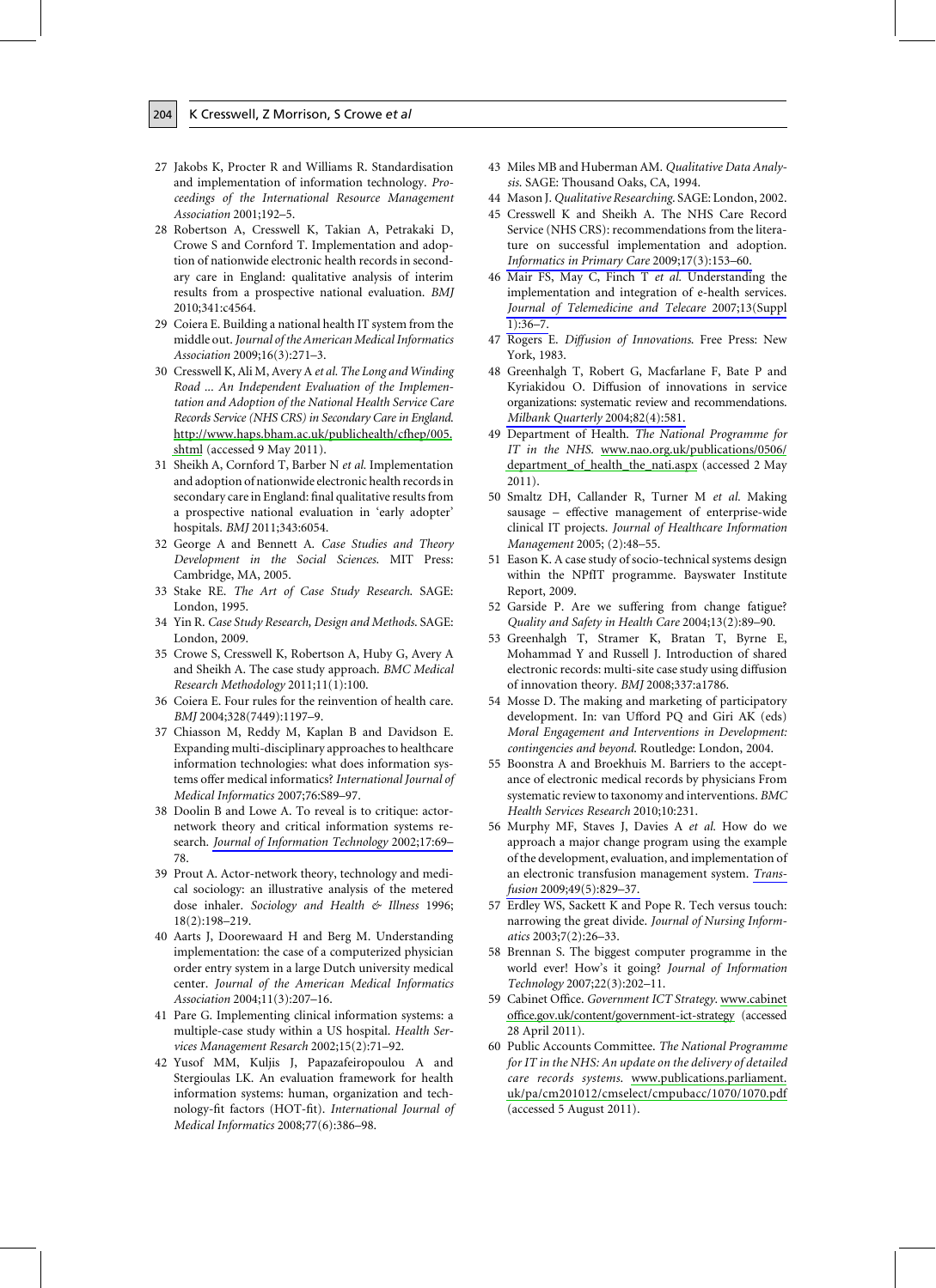27 Jakobs K, Procter R and Williams R. Standardisation and implementation of information technology. *Proceedings of the International Resource Management Association* 2001;192–5.

28 Robertson A, Cresswell K, Takian A, Petrakaki D, Crowe S and Cornford T. Implementation and adoption of nationwide electronic health records in secondary care in England: qualitative analysis of interim results from a prospective national evaluation. *BMJ* 2010;341:c4564.

29 Coiera E. Building a national health IT system from the middle out. *Journal of the American Medical Informatics Association* 2009;16(3):271–3.

30 Cresswell K, Ali M, Avery A *et al*. *The Long and Winding Road ... An Independent Evaluation of the Implementation and Adoption of the National Health Service Care Records Service (NHS CRS) in Secondary Care in England*. http://www.haps.bham.ac.uk/publichealth/cfhep/005.shtml (accessed 9 May 2011).

31 Sheikh A, Cornford T, Barber N *et al*. Implementation and adoption of nationwide electronic health records in secondary care in England: final qualitative results from a prospective national evaluation in 'early adopter' hospitals. *BMJ* 2011;343:6054.

32 George A and Bennett A. *Case Studies and Theory Development in the Social Sciences*. MIT Press: Cambridge, MA, 2005.

33 Stake RE. *The Art of Case Study Research*. SAGE: London, 1995.

34 Yin R. *Case Study Research, Design and Methods*. SAGE: London, 2009.

35 Crowe S, Cresswell K, Robertson A, Huby G, Avery A and Sheikh A. The case study approach. *BMC Medical Research Methodology* 2011;11(1):100.

36 Coiera E. Four rules for the reinvention of health care. *BMJ* 2004;328(7449):1197–9.

37 Chiasson M, Reddy M, Kaplan B and Davidson E. Expanding multi-disciplinary approaches to healthcare information technologies: what does information systems offer medical informatics? *International Journal of Medical Informatics* 2007;76:S89–97.

38 Doolin B and Lowe A. To reveal is to critique: actor-network theory and critical information systems research. *Journal of Information Technology* 2002;17:69–78.

39 Prout A. Actor-network theory, technology and medical sociology: an illustrative analysis of the metered dose inhaler. *Sociology and Health & Illness* 1996;18(2):198–219.

40 Aarts J, Doorewaard H and Berg M. Understanding implementation: the case of a computerized physician order entry system in a large Dutch university medical center. *Journal of the American Medical Informatics Association* 2004;11(3):207–16.

41 Pare G. Implementing clinical information systems: a multiple-case study within a US hospital. *Health Services Management Resarch* 2002;15(2):71–92.

42 Yusof MM, Kuljis J, Papazafeiropoulou A and Stergioulas LK. An evaluation framework for health information systems: human, organization and technology-fit factors (HOT-fit). *International Journal of Medical Informatics* 2008;77(6):386–98.

43 Miles MB and Huberman AM. *Qualitative Data Analysis*. SAGE: Thousand Oaks, CA, 1994.

44 Mason J. *Qualitative Researching*. SAGE: London, 2002.

45 Cresswell K and Sheikh A. The NHS Care Record Service (NHS CRS): recommendations from the literature on successful implementation and adoption. *Informatics in Primary Care* 2009;17(3):153–60.

46 Mair FS, May C, Finch T *et al*. Understanding the implementation and integration of e-health services. *Journal of Telemedicine and Telecare* 2007;13(Suppl 1):36–7.

47 Rogers E. *Diffusion of Innovations*. Free Press: New York, 1983.

48 Greenhalgh T, Robert G, Macfarlane F, Bate P and Kyriakidou O. Diffusion of innovations in service organizations: systematic review and recommendations. *Milbank Quarterly* 2004;82(4):581.

49 Department of Health. *The National Programme for IT in the NHS*. www.nao.org.uk/publications/0506/department_of_health_the_nati.aspx (accessed 2 May 2011).

50 Smaltz DH, Callander R, Turner M *et al*. Making sausage – effective management of enterprise-wide clinical IT projects. *Journal of Healthcare Information Management* 2005; (2):48–55.

51 Eason K. A case study of socio-technical systems design within the NPfIT programme. Bayswater Institute Report, 2009.

52 Garside P. Are we suffering from change fatigue? *Quality and Safety in Health Care* 2004;13(2):89–90.

53 Greenhalgh T, Stramer K, Bratan T, Byrne E, Mohammad Y and Russell J. Introduction of shared electronic records: multi-site case study using diffusion of innovation theory. *BMJ* 2008;337:a1786.

54 Mosse D. The making and marketing of participatory development. In: van Ufford PQ and Giri AK (eds) *Moral Engagement and Interventions in Development: contingencies and beyond*. Routledge: London, 2004.

55 Boonstra A and Broekhuis M. Barriers to the acceptance of electronic medical records by physicians From systematic review to taxonomy and interventions. *BMC Health Services Research* 2010;10:231.

56 Murphy MF, Staves J, Davies A *et al*. How do we approach a major change program using the example of the development, evaluation, and implementation of an electronic transfusion management system. *Transfusion* 2009;49(5):829–37.

57 Erdley WS, Sackett K and Pope R. Tech versus touch: narrowing the great divide. *Journal of Nursing Informatics* 2003;7(2):26–33.

58 Brennan S. The biggest computer programme in the world ever! How's it going? *Journal of Information Technology* 2007;22(3):202–11.

59 Cabinet Office. *Government ICT Strategy*. www.cabinetoffice.gov.uk/content/government-ict-strategy (accessed 28 April 2011).

60 Public Accounts Committee. *The National Programme for IT in the NHS: An update on the delivery of detailed care records systems*. www.publications.parliament.uk/pa/cm201012/cmselect/cmpubacc/1070/1070.pdf (accessed 5 August 2011).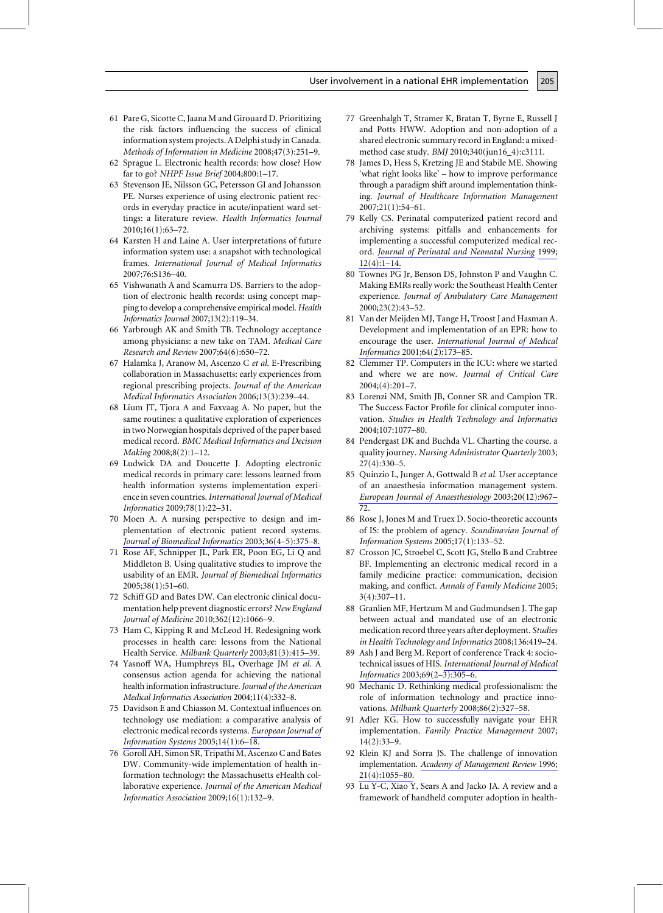61 Pare G, Sicotte C, Jaana M and Girouard D. Prioritizing the risk factors influencing the success of clinical information system projects. A Delphi study in Canada. *Methods of Information in Medicine* 2008;47(3):251–9.

62 Sprague L. Electronic health records: how close? How far to go? *NHPF Issue Brief* 2004;800:1–17.

63 Stevenson JE, Nilsson GC, Petersson GI and Johansson PE. Nurses experience of using electronic patient records in everyday practice in acute/inpatient ward settings: a literature review. *Health Informatics Journal* 2010;16(1):63–72.

64 Karsten H and Laine A. User interpretations of future information system use: a snapshot with technological frames. *International Journal of Medical Informatics* 2007;76:S136–40.

65 Vishwanath A and Scamurra DS. Barriers to the adoption of electronic health records: using concept mapping to develop a comprehensive empirical model. *Health Informatics Journal* 2007;13(2):119–34.

66 Yarbrough AK and Smith TB. Technology acceptance among physicians: a new take on TAM. *Medical Care Research and Review* 2007;64(6):650–72.

67 Halamka J, Aranow M, Ascenzo C *et al.* E-Prescribing collaboration in Massachusetts: early experiences from regional prescribing projects. *Journal of the American Medical Informatics Association* 2006;13(3):239–44.

68 Lium JT, Tjora A and Faxvaag A. No paper, but the same routines: a qualitative exploration of experiences in two Norwegian hospitals deprived of the paper based medical record. *BMC Medical Informatics and Decision Making* 2008;8(2):1–12.

69 Ludwick DA and Doucette J. Adopting electronic medical records in primary care: lessons learned from health information systems implementation experience in seven countries. *International Journal of Medical Informatics* 2009;78(1):22–31.

70 Moen A. A nursing perspective to design and implementation of electronic patient record systems. *Journal of Biomedical Informatics* 2003;36(4–5):375–8.

71 Rose AF, Schnipper JL, Park ER, Poon EG, Li Q and Middleton B. Using qualitative studies to improve the usability of an EMR. *Journal of Biomedical Informatics* 2005;38(1):51–60.

72 Schiff GD and Bates DW. Can electronic clinical documentation help prevent diagnostic errors? *New England Journal of Medicine* 2010;362(12):1066–9.

73 Ham C, Kipping R and McLeod H. Redesigning work processes in health care: lessons from the National Health Service. *Milbank Quarterly* 2003;81(3):415–39.

74 Yasnoff WA, Humphreys BL, Overhage JM *et al.* A consensus action agenda for achieving the national health information infrastructure. *Journal of the American Medical Informatics Association* 2004;11(4):332–8.

75 Davidson E and Chiasson M. Contextual influences on technology use mediation: a comparative analysis of electronic medical records systems. *European Journal of Information Systems* 2005;14(1):6–18.

76 Goroll AH, Simon SR, Tripathi M, Ascenzo C and Bates DW. Community-wide implementation of health information technology: the Massachusetts eHealth collaborative experience. *Journal of the American Medical Informatics Association* 2009;16(1):132–9.

77 Greenhalgh T, Stramer K, Bratan T, Byrne E, Russell J and Potts HWW. Adoption and non-adoption of a shared electronic summary record in England: a mixed-method case study. *BMJ* 2010;340(jun16_4):c3111.

78 James D, Hess S, Kretzing JE and Stabile ME. Showing 'what right looks like' – how to improve performance through a paradigm shift around implementation thinking. *Journal of Healthcare Information Management* 2007;21(1):54–61.

79 Kelly CS. Perinatal computerized patient record and archiving systems: pitfalls and enhancements for implementing a successful computerized medical record. *Journal of Perinatal and Neonatal Nursing* 1999;12(4):1–14.

80 Townes PG Jr, Benson DS, Johnston P and Vaughn C. Making EMRs really work: the Southeast Health Center experience. *Journal of Ambulatory Care Management* 2000;23(2):43–52.

81 Van der Meijden MJ, Tange H, Troost J and Hasman A. Development and implementation of an EPR: how to encourage the user. *International Journal of Medical Informatics* 2001;64(2):173–85.

82 Clemmer TP. Computers in the ICU: where we started and where we are now. *Journal of Critical Care* 2004;(4):201–7.

83 Lorenzi NM, Smith JB, Conner SR and Campion TR. The Success Factor Profile for clinical computer innovation. *Studies in Health Technology and Informatics* 2004;107:1077–80.

84 Pendergast DK and Buchda VL. Charting the course. a quality journey. *Nursing Administrator Quarterly* 2003;27(4):330–5.

85 Quinzio L, Junger A, Gottwald B *et al.* User acceptance of an anaesthesia information management system. *European Journal of Anaesthesiology* 2003;20(12):967–72.

86 Rose J, Jones M and Truex D. Socio-theoretic accounts of IS: the problem of agency. *Scandinavian Journal of Information Systems* 2005;17(1):133–52.

87 Crosson JC, Stroebel C, Scott JG, Stello B and Crabtree BF. Implementing an electronic medical record in a family medicine practice: communication, decision making, and conflict. *Annals of Family Medicine* 2005;3(4):307–11.

88 Granlien MF, Hertzum M and Gudmundsen J. The gap between actual and mandated use of an electronic medication record three years after deployment. *Studies in Health Technology and Informatics* 2008;136:419–24.

89 Ash J and Berg M. Report of conference Track 4: sociotechnical issues of HIS. *International Journal of Medical Informatics* 2003;69(2–3):305–6.

90 Mechanic D. Rethinking medical professionalism: the role of information technology and practice innovations. *Milbank Quarterly* 2008;86(2):327–58.

91 Adler KG. How to successfully navigate your EHR implementation. *Family Practice Management* 2007;14(2):33–9.

92 Klein KJ and Sorra JS. The challenge of innovation implementation. *Academy of Management Review* 1996;21(4):1055–80.

93 Lu Y-C, Xiao Y, Sears A and Jacko JA. A review and a framework of handheld computer adoption in health-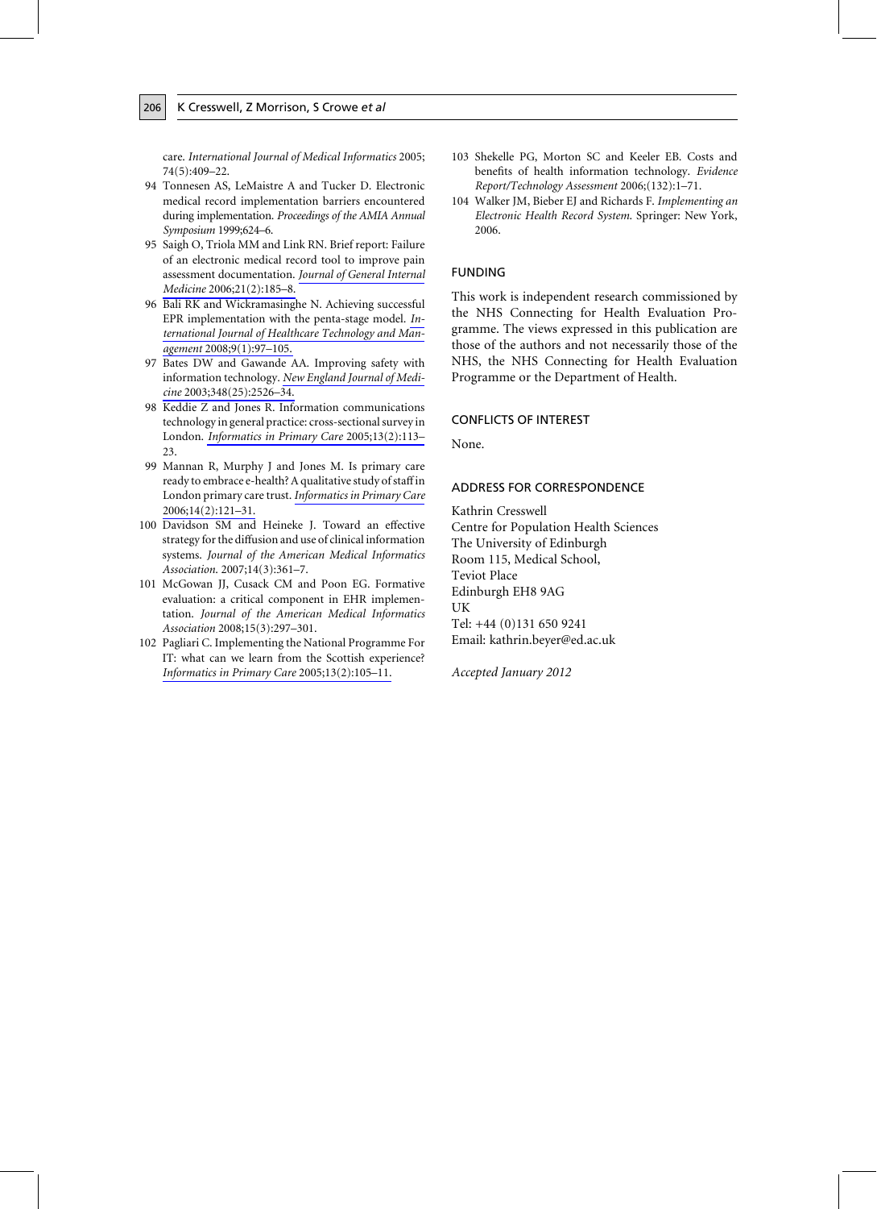care. *International Journal of Medical Informatics* 2005; 74(5):409–22.

94 Tonnesen AS, LeMaistre A and Tucker D. Electronic medical record implementation barriers encountered during implementation. *Proceedings of the AMIA Annual Symposium* 1999;624–6.

95 Saigh O, Triola MM and Link RN. Brief report: Failure of an electronic medical record tool to improve pain assessment documentation. *Journal of General Internal Medicine* 2006;21(2):185–8.

96 Bali RK and Wickramasinghe N. Achieving successful EPR implementation with the penta-stage model. *International Journal of Healthcare Technology and Management* 2008;9(1):97–105.

97 Bates DW and Gawande AA. Improving safety with information technology. *New England Journal of Medicine* 2003;348(25):2526–34.

98 Keddie Z and Jones R. Information communications technology in general practice: cross-sectional survey in London. *Informatics in Primary Care* 2005;13(2):113–23.

99 Mannan R, Murphy J and Jones M. Is primary care ready to embrace e-health? A qualitative study of staff in London primary care trust. *Informatics in Primary Care* 2006;14(2):121–31.

100 Davidson SM and Heineke J. Toward an effective strategy for the diffusion and use of clinical information systems. *Journal of the American Medical Informatics Association*. 2007;14(3):361–7.

101 McGowan JJ, Cusack CM and Poon EG. Formative evaluation: a critical component in EHR implementation. *Journal of the American Medical Informatics Association* 2008;15(3):297–301.

102 Pagliari C. Implementing the National Programme For IT: what can we learn from the Scottish experience? *Informatics in Primary Care* 2005;13(2):105–11.

103 Shekelle PG, Morton SC and Keeler EB. Costs and benefits of health information technology. *Evidence Report/Technology Assessment* 2006;(132):1–71.

104 Walker JM, Bieber EJ and Richards F. *Implementing an Electronic Health Record System*. Springer: New York, 2006.

## FUNDING

This work is independent research commissioned by the NHS Connecting for Health Evaluation Programme. The views expressed in this publication are those of the authors and not necessarily those of the NHS, the NHS Connecting for Health Evaluation Programme or the Department of Health.

## CONFLICTS OF INTEREST

None.

## ADDRESS FOR CORRESPONDENCE

Kathrin Cresswell
Centre for Population Health Sciences
The University of Edinburgh
Room 115, Medical School,
Teviot Place
Edinburgh EH8 9AG
UK
Tel: +44 (0)131 650 9241
Email: kathrin.beyer@ed.ac.uk

*Accepted January 2012*